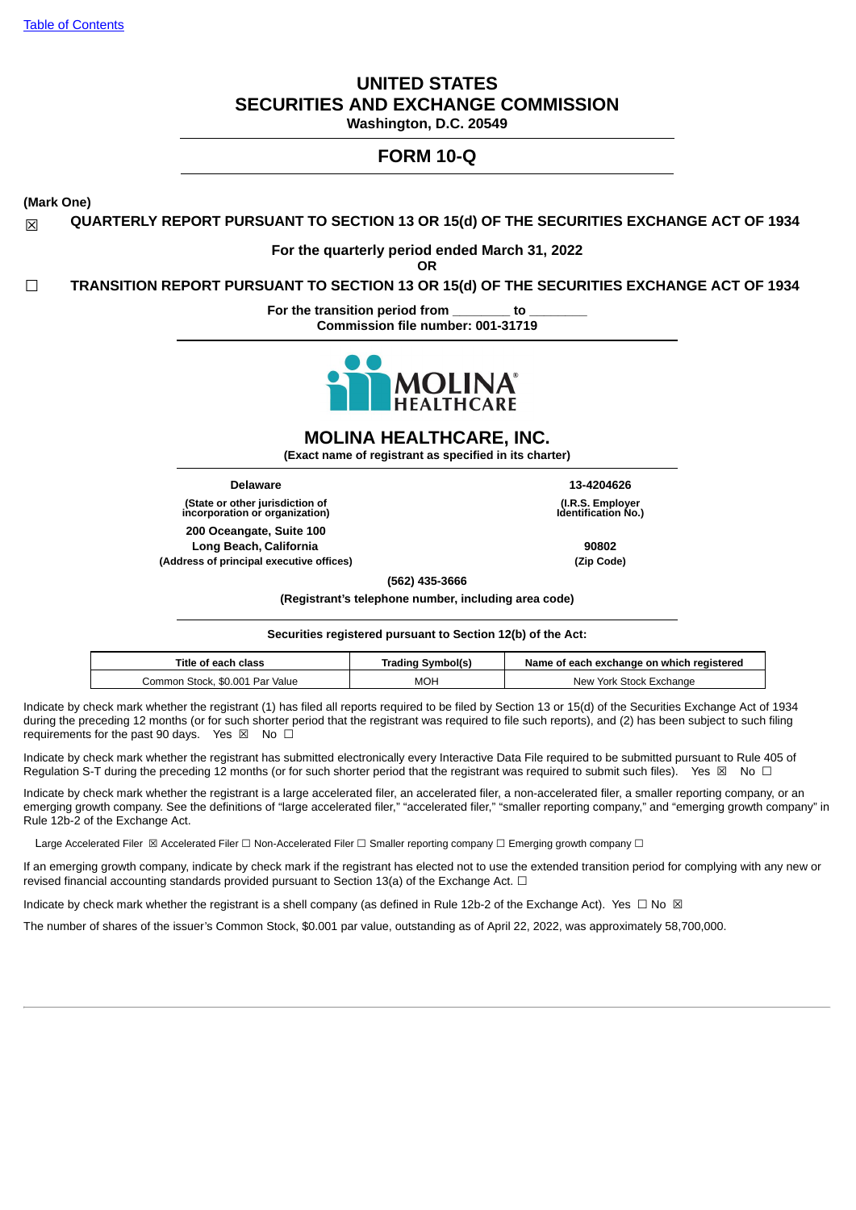[Table of Contents](#)

# UNITED STATES
# SECURITIES AND EXCHANGE COMMISSION
**Washington, D.C. 20549**

## FORM 10-Q

**(Mark One)**

☒ **QUARTERLY REPORT PURSUANT TO SECTION 13 OR 15(d) OF THE SECURITIES EXCHANGE ACT OF 1934**

**For the quarterly period ended March 31, 2022**
**OR**

☐ **TRANSITION REPORT PURSUANT TO SECTION 13 OR 15(d) OF THE SECURITIES EXCHANGE ACT OF 1934**

**For the transition period from \_\_\_\_\_\_\_\_ to \_\_\_\_\_\_\_\_**
**Commission file number: 001-31719**

MOLINA HEALTHCARE®

## MOLINA HEALTHCARE, INC.
**(Exact name of registrant as specified in its charter)**

| | |
|---|---|
| **Delaware** | **13-4204626** |
| **(State or other jurisdiction of incorporation or organization)** | **(I.R.S. Employer Identification No.)** |
| **200 Oceangate, Suite 100**<br>**Long Beach, California** | **90802** |
| **(Address of principal executive offices)** | **(Zip Code)** |

**(562) 435-3666**
**(Registrant's telephone number, including area code)**

**Securities registered pursuant to Section 12(b) of the Act:**

| Title of each class | Trading Symbol(s) | Name of each exchange on which registered |
|---|---|---|
| Common Stock, $0.001 Par Value | MOH | New York Stock Exchange |

Indicate by check mark whether the registrant (1) has filed all reports required to be filed by Section 13 or 15(d) of the Securities Exchange Act of 1934 during the preceding 12 months (or for such shorter period that the registrant was required to file such reports), and (2) has been subject to such filing requirements for the past 90 days. Yes ☒ No ☐

Indicate by check mark whether the registrant has submitted electronically every Interactive Data File required to be submitted pursuant to Rule 405 of Regulation S-T during the preceding 12 months (or for such shorter period that the registrant was required to submit such files). Yes ☒ No ☐

Indicate by check mark whether the registrant is a large accelerated filer, an accelerated filer, a non-accelerated filer, a smaller reporting company, or an emerging growth company. See the definitions of "large accelerated filer," "accelerated filer," "smaller reporting company," and "emerging growth company" in Rule 12b-2 of the Exchange Act.

Large Accelerated Filer ☒ Accelerated Filer ☐ Non-Accelerated Filer ☐ Smaller reporting company ☐ Emerging growth company ☐

If an emerging growth company, indicate by check mark if the registrant has elected not to use the extended transition period for complying with any new or revised financial accounting standards provided pursuant to Section 13(a) of the Exchange Act. ☐

Indicate by check mark whether the registrant is a shell company (as defined in Rule 12b-2 of the Exchange Act). Yes ☐ No ☒

The number of shares of the issuer's Common Stock, $0.001 par value, outstanding as of April 22, 2022, was approximately 58,700,000.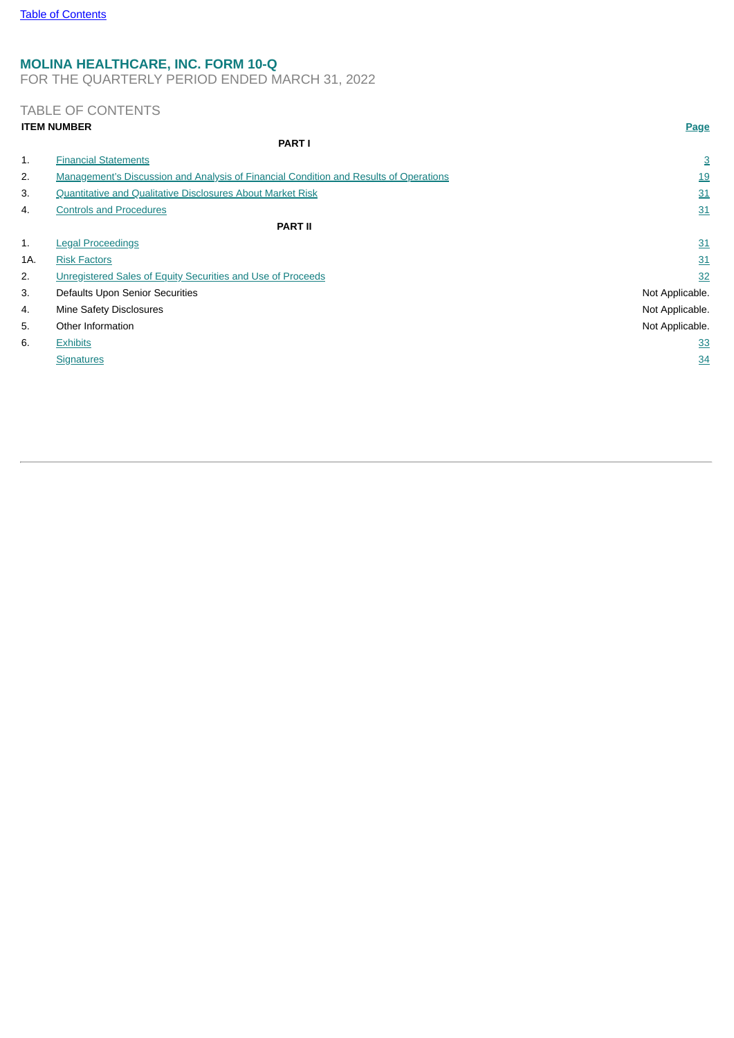# MOLINA HEALTHCARE, INC. FORM 10-Q

FOR THE QUARTERLY PERIOD ENDED MARCH 31, 2022

## TABLE OF CONTENTS

| ITEM NUMBER | | Page |
|---|---|---|
| | **PART I** | |
| 1. | Financial Statements | 3 |
| 2. | Management's Discussion and Analysis of Financial Condition and Results of Operations | 19 |
| 3. | Quantitative and Qualitative Disclosures About Market Risk | 31 |
| 4. | Controls and Procedures | 31 |
| | **PART II** | |
| 1. | Legal Proceedings | 31 |
| 1A. | Risk Factors | 31 |
| 2. | Unregistered Sales of Equity Securities and Use of Proceeds | 32 |
| 3. | Defaults Upon Senior Securities | Not Applicable. |
| 4. | Mine Safety Disclosures | Not Applicable. |
| 5. | Other Information | Not Applicable. |
| 6. | Exhibits | 33 |
| | Signatures | 34 |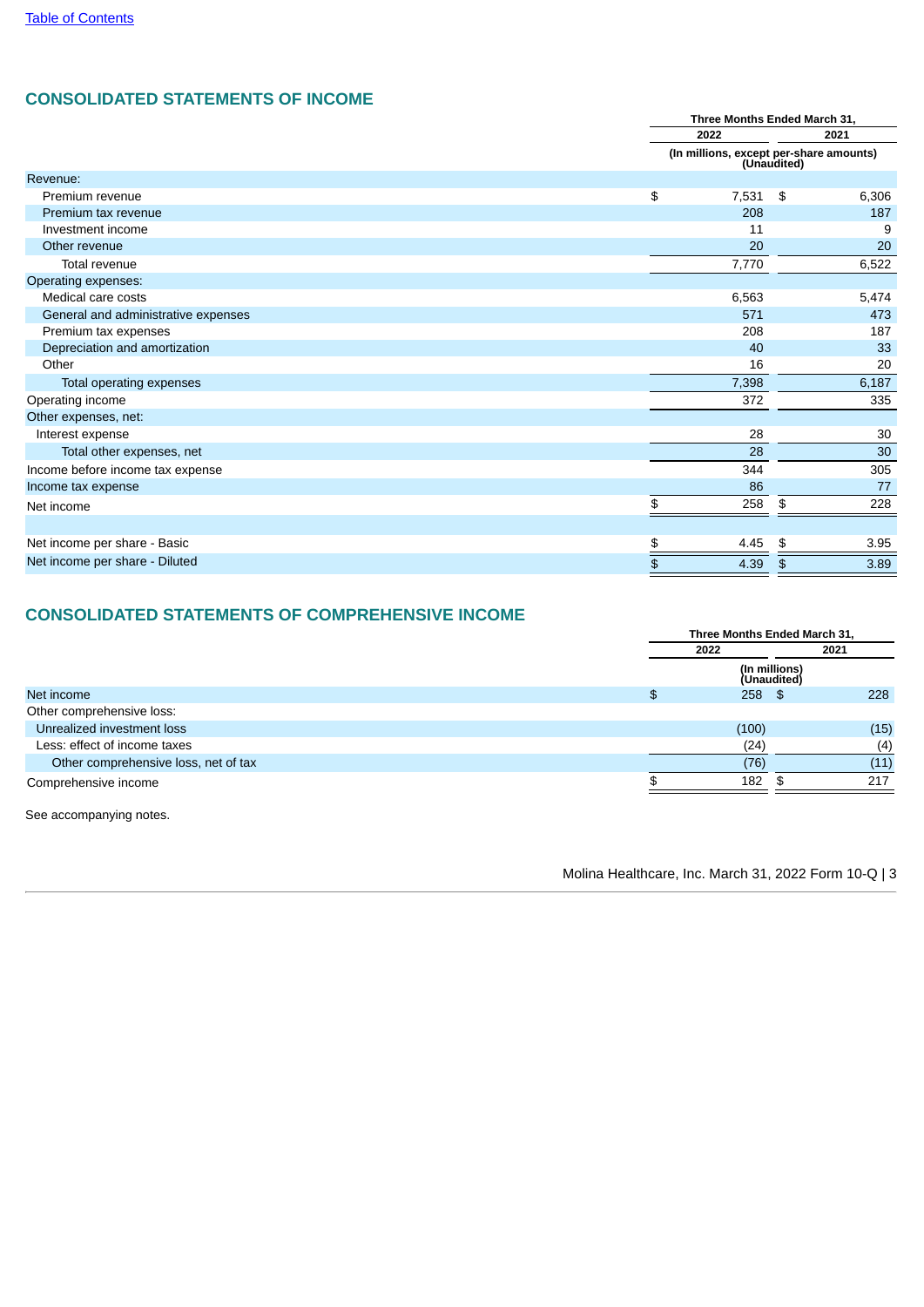## CONSOLIDATED STATEMENTS OF INCOME

| | Three Months Ended March 31, | |
|---|---|---|
| | 2022 | 2021 |
| | (In millions, except per-share amounts) (Unaudited) | |
| Revenue: | | |
| Premium revenue | $ 7,531 | $ 6,306 |
| Premium tax revenue | 208 | 187 |
| Investment income | 11 | 9 |
| Other revenue | 20 | 20 |
| Total revenue | 7,770 | 6,522 |
| Operating expenses: | | |
| Medical care costs | 6,563 | 5,474 |
| General and administrative expenses | 571 | 473 |
| Premium tax expenses | 208 | 187 |
| Depreciation and amortization | 40 | 33 |
| Other | 16 | 20 |
| Total operating expenses | 7,398 | 6,187 |
| Operating income | 372 | 335 |
| Other expenses, net: | | |
| Interest expense | 28 | 30 |
| Total other expenses, net | 28 | 30 |
| Income before income tax expense | 344 | 305 |
| Income tax expense | 86 | 77 |
| Net income | $ 258 | $ 228 |
| | | |
| Net income per share - Basic | $ 4.45 | $ 3.95 |
| Net income per share - Diluted | $ 4.39 | $ 3.89 |

## CONSOLIDATED STATEMENTS OF COMPREHENSIVE INCOME

| | Three Months Ended March 31, | |
|---|---|---|
| | 2022 | 2021 |
| | (In millions) (Unaudited) | |
| Net income | $ 258 | $ 228 |
| Other comprehensive loss: | | |
| Unrealized investment loss | (100) | (15) |
| Less: effect of income taxes | (24) | (4) |
| Other comprehensive loss, net of tax | (76) | (11) |
| Comprehensive income | $ 182 | $ 217 |

See accompanying notes.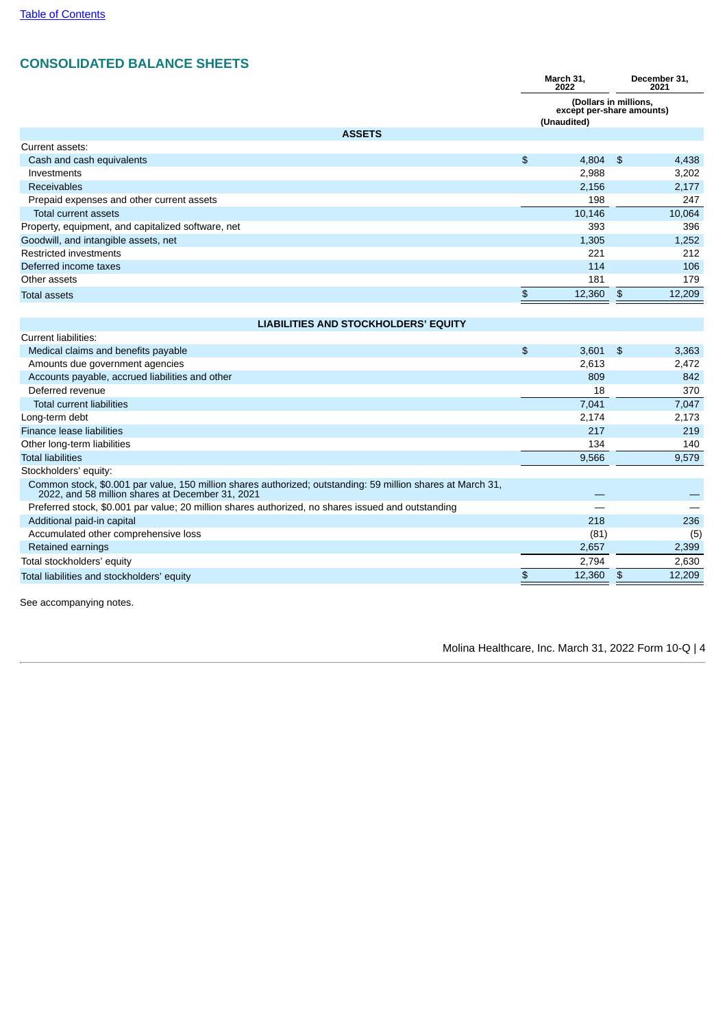## CONSOLIDATED BALANCE SHEETS

| | March 31, 2022 | December 31, 2021 |
|---|---|---|
| | (Dollars in millions, except per-share amounts) | |
| | (Unaudited) | |
| **ASSETS** | | |
| Current assets: | | |
| Cash and cash equivalents | $ 4,804 | $ 4,438 |
| Investments | 2,988 | 3,202 |
| Receivables | 2,156 | 2,177 |
| Prepaid expenses and other current assets | 198 | 247 |
| Total current assets | 10,146 | 10,064 |
| Property, equipment, and capitalized software, net | 393 | 396 |
| Goodwill, and intangible assets, net | 1,305 | 1,252 |
| Restricted investments | 221 | 212 |
| Deferred income taxes | 114 | 106 |
| Other assets | 181 | 179 |
| Total assets | $ 12,360 | $ 12,209 |
| **LIABILITIES AND STOCKHOLDERS' EQUITY** | | |
| Current liabilities: | | |
| Medical claims and benefits payable | $ 3,601 | $ 3,363 |
| Amounts due government agencies | 2,613 | 2,472 |
| Accounts payable, accrued liabilities and other | 809 | 842 |
| Deferred revenue | 18 | 370 |
| Total current liabilities | 7,041 | 7,047 |
| Long-term debt | 2,174 | 2,173 |
| Finance lease liabilities | 217 | 219 |
| Other long-term liabilities | 134 | 140 |
| Total liabilities | 9,566 | 9,579 |
| Stockholders' equity: | | |
| Common stock, $0.001 par value, 150 million shares authorized; outstanding: 59 million shares at March 31, 2022, and 58 million shares at December 31, 2021 | — | — |
| Preferred stock, $0.001 par value; 20 million shares authorized, no shares issued and outstanding | — | — |
| Additional paid-in capital | 218 | 236 |
| Accumulated other comprehensive loss | (81) | (5) |
| Retained earnings | 2,657 | 2,399 |
| Total stockholders' equity | 2,794 | 2,630 |
| Total liabilities and stockholders' equity | $ 12,360 | $ 12,209 |

See accompanying notes.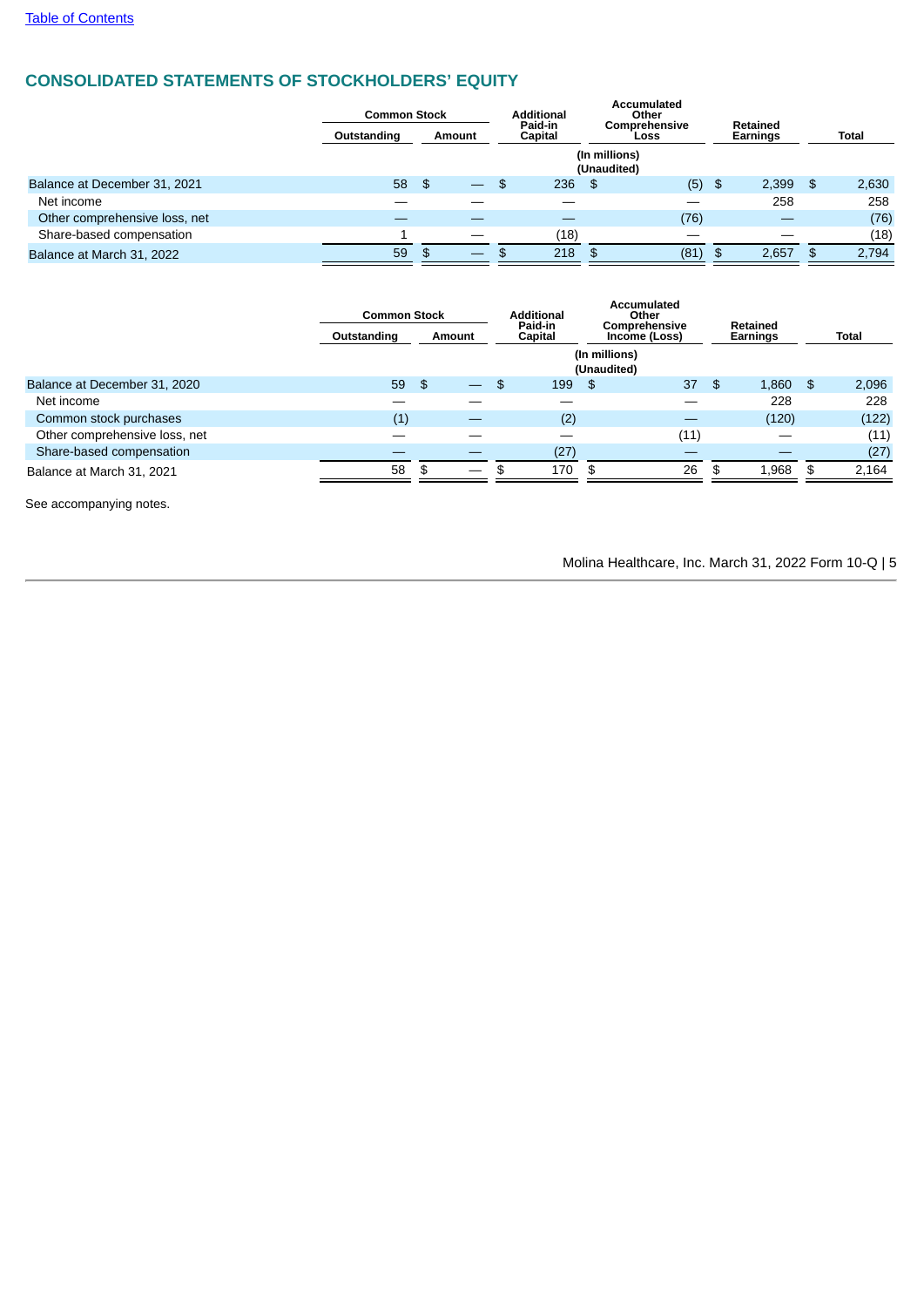[Table of Contents](#)

## CONSOLIDATED STATEMENTS OF STOCKHOLDERS' EQUITY

| | Common Stock | | Additional Paid-in Capital | Accumulated Other Comprehensive Loss | Retained Earnings | Total |
|---|---|---|---|---|---|---|
| | Outstanding | Amount | | | | |
| | | | (In millions) (Unaudited) | | | |
| Balance at December 31, 2021 | 58 | $ — | $ 236 | $ (5) | $ 2,399 | $ 2,630 |
| Net income | — | — | — | — | 258 | 258 |
| Other comprehensive loss, net | — | — | — | (76) | — | (76) |
| Share-based compensation | 1 | — | (18) | — | — | (18) |
| Balance at March 31, 2022 | 59 | $ — | $ 218 | $ (81) | $ 2,657 | $ 2,794 |

| | Common Stock | | Additional Paid-in Capital | Accumulated Other Comprehensive Income (Loss) | Retained Earnings | Total |
|---|---|---|---|---|---|---|
| | Outstanding | Amount | | | | |
| | | | (In millions) (Unaudited) | | | |
| Balance at December 31, 2020 | 59 | $ — | $ 199 | $ 37 | $ 1,860 | $ 2,096 |
| Net income | — | — | — | — | 228 | 228 |
| Common stock purchases | (1) | — | (2) | — | (120) | (122) |
| Other comprehensive loss, net | — | — | — | (11) | — | (11) |
| Share-based compensation | — | — | (27) | — | — | (27) |
| Balance at March 31, 2021 | 58 | $ — | $ 170 | $ 26 | $ 1,968 | $ 2,164 |

See accompanying notes.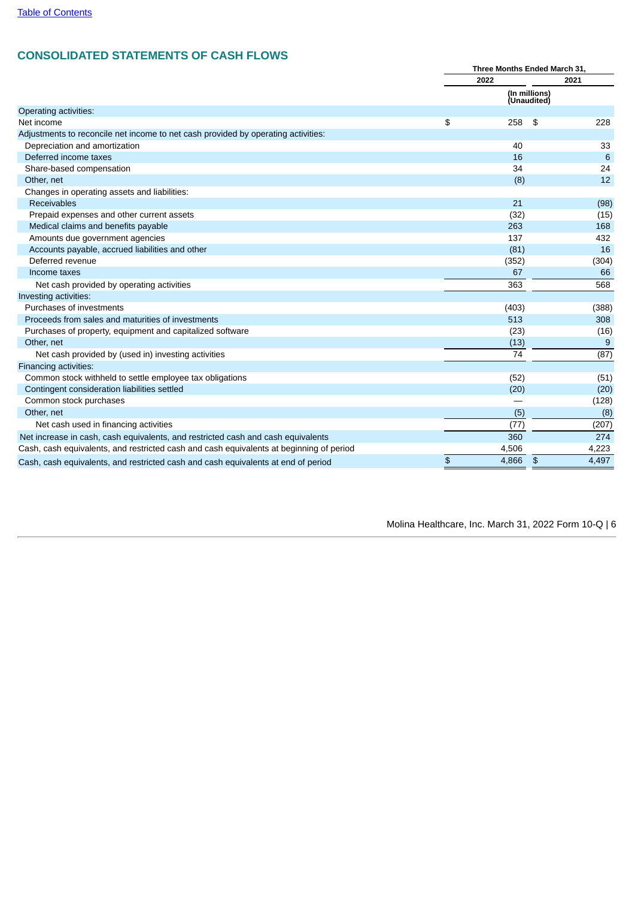[Table of Contents](#)

## CONSOLIDATED STATEMENTS OF CASH FLOWS

| | Three Months Ended March 31, | |
|---|---|---|
| | 2022 | 2021 |
| | (In millions) (Unaudited) | |
| Operating activities: | | |
| Net income | $ 258 | $ 228 |
| Adjustments to reconcile net income to net cash provided by operating activities: | | |
| Depreciation and amortization | 40 | 33 |
| Deferred income taxes | 16 | 6 |
| Share-based compensation | 34 | 24 |
| Other, net | (8) | 12 |
| Changes in operating assets and liabilities: | | |
| Receivables | 21 | (98) |
| Prepaid expenses and other current assets | (32) | (15) |
| Medical claims and benefits payable | 263 | 168 |
| Amounts due government agencies | 137 | 432 |
| Accounts payable, accrued liabilities and other | (81) | 16 |
| Deferred revenue | (352) | (304) |
| Income taxes | 67 | 66 |
| Net cash provided by operating activities | 363 | 568 |
| Investing activities: | | |
| Purchases of investments | (403) | (388) |
| Proceeds from sales and maturities of investments | 513 | 308 |
| Purchases of property, equipment and capitalized software | (23) | (16) |
| Other, net | (13) | 9 |
| Net cash provided by (used in) investing activities | 74 | (87) |
| Financing activities: | | |
| Common stock withheld to settle employee tax obligations | (52) | (51) |
| Contingent consideration liabilities settled | (20) | (20) |
| Common stock purchases | — | (128) |
| Other, net | (5) | (8) |
| Net cash used in financing activities | (77) | (207) |
| Net increase in cash, cash equivalents, and restricted cash and cash equivalents | 360 | 274 |
| Cash, cash equivalents, and restricted cash and cash equivalents at beginning of period | 4,506 | 4,223 |
| Cash, cash equivalents, and restricted cash and cash equivalents at end of period | $ 4,866 | $ 4,497 |

Molina Healthcare, Inc. March 31, 2022 Form 10-Q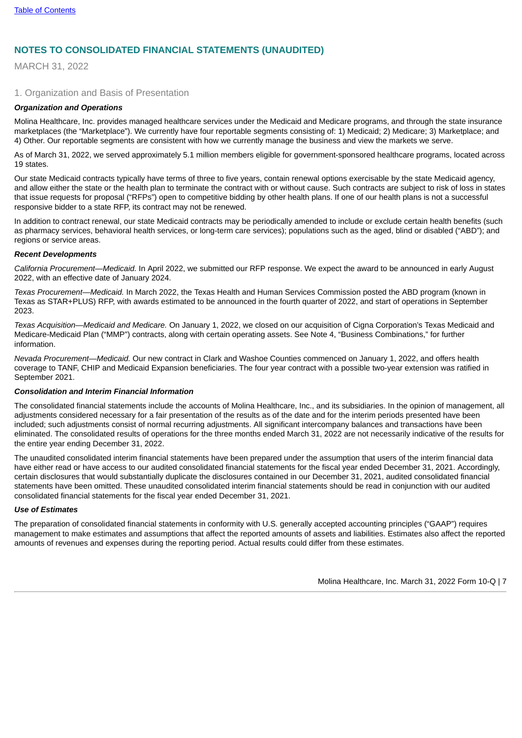## NOTES TO CONSOLIDATED FINANCIAL STATEMENTS (UNAUDITED)

MARCH 31, 2022

### 1. Organization and Basis of Presentation

***Organization and Operations***

Molina Healthcare, Inc. provides managed healthcare services under the Medicaid and Medicare programs, and through the state insurance marketplaces (the "Marketplace"). We currently have four reportable segments consisting of: 1) Medicaid; 2) Medicare; 3) Marketplace; and 4) Other. Our reportable segments are consistent with how we currently manage the business and view the markets we serve.

As of March 31, 2022, we served approximately 5.1 million members eligible for government-sponsored healthcare programs, located across 19 states.

Our state Medicaid contracts typically have terms of three to five years, contain renewal options exercisable by the state Medicaid agency, and allow either the state or the health plan to terminate the contract with or without cause. Such contracts are subject to risk of loss in states that issue requests for proposal ("RFPs") open to competitive bidding by other health plans. If one of our health plans is not a successful responsive bidder to a state RFP, its contract may not be renewed.

In addition to contract renewal, our state Medicaid contracts may be periodically amended to include or exclude certain health benefits (such as pharmacy services, behavioral health services, or long-term care services); populations such as the aged, blind or disabled ("ABD"); and regions or service areas.

***Recent Developments***

*California Procurement—Medicaid.* In April 2022, we submitted our RFP response. We expect the award to be announced in early August 2022, with an effective date of January 2024.

*Texas Procurement—Medicaid.* In March 2022, the Texas Health and Human Services Commission posted the ABD program (known in Texas as STAR+PLUS) RFP, with awards estimated to be announced in the fourth quarter of 2022, and start of operations in September 2023.

*Texas Acquisition—Medicaid and Medicare.* On January 1, 2022, we closed on our acquisition of Cigna Corporation's Texas Medicaid and Medicare-Medicaid Plan ("MMP") contracts, along with certain operating assets. See Note 4, "Business Combinations," for further information.

*Nevada Procurement—Medicaid.* Our new contract in Clark and Washoe Counties commenced on January 1, 2022, and offers health coverage to TANF, CHIP and Medicaid Expansion beneficiaries. The four year contract with a possible two-year extension was ratified in September 2021.

***Consolidation and Interim Financial Information***

The consolidated financial statements include the accounts of Molina Healthcare, Inc., and its subsidiaries. In the opinion of management, all adjustments considered necessary for a fair presentation of the results as of the date and for the interim periods presented have been included; such adjustments consist of normal recurring adjustments. All significant intercompany balances and transactions have been eliminated. The consolidated results of operations for the three months ended March 31, 2022 are not necessarily indicative of the results for the entire year ending December 31, 2022.

The unaudited consolidated interim financial statements have been prepared under the assumption that users of the interim financial data have either read or have access to our audited consolidated financial statements for the fiscal year ended December 31, 2021. Accordingly, certain disclosures that would substantially duplicate the disclosures contained in our December 31, 2021, audited consolidated financial statements have been omitted. These unaudited consolidated interim financial statements should be read in conjunction with our audited consolidated financial statements for the fiscal year ended December 31, 2021.

***Use of Estimates***

The preparation of consolidated financial statements in conformity with U.S. generally accepted accounting principles ("GAAP") requires management to make estimates and assumptions that affect the reported amounts of assets and liabilities. Estimates also affect the reported amounts of revenues and expenses during the reporting period. Actual results could differ from these estimates.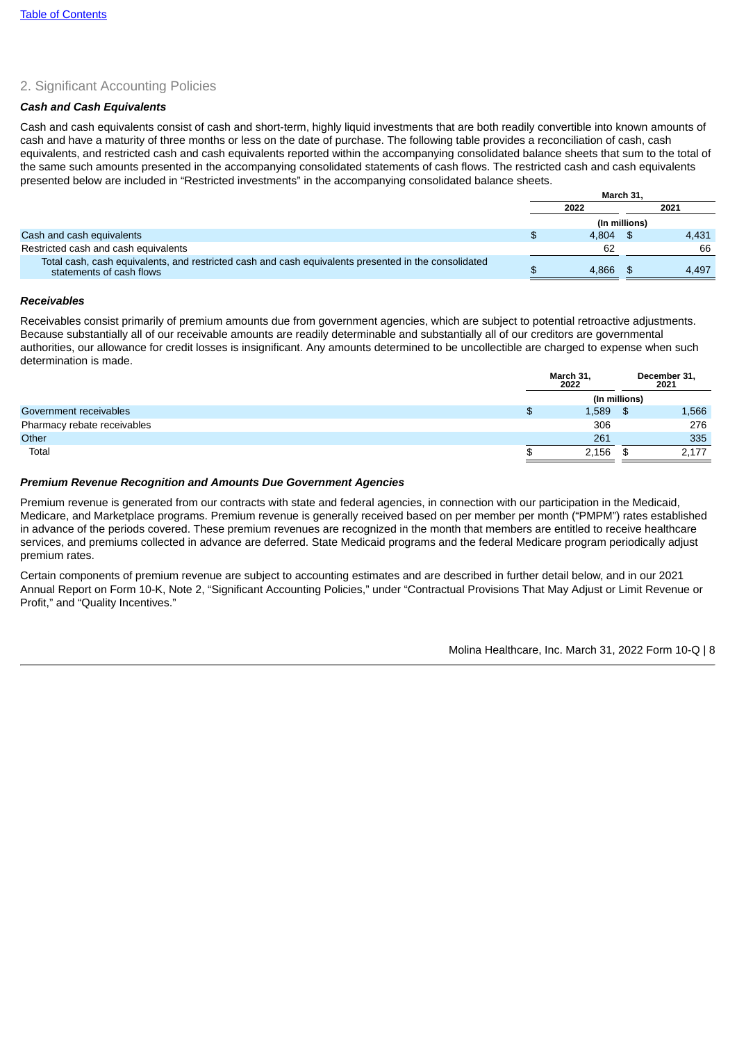## 2. Significant Accounting Policies

***Cash and Cash Equivalents***

Cash and cash equivalents consist of cash and short-term, highly liquid investments that are both readily convertible into known amounts of cash and have a maturity of three months or less on the date of purchase. The following table provides a reconciliation of cash, cash equivalents, and restricted cash and cash equivalents reported within the accompanying consolidated balance sheets that sum to the total of the same such amounts presented in the accompanying consolidated statements of cash flows. The restricted cash and cash equivalents presented below are included in "Restricted investments" in the accompanying consolidated balance sheets.

| | March 31, | |
|---|---|---|
| | 2022 | 2021 |
| | (In millions) | |
| Cash and cash equivalents | $ 4,804 | $ 4,431 |
| Restricted cash and cash equivalents | 62 | 66 |
| Total cash, cash equivalents, and restricted cash and cash equivalents presented in the consolidated statements of cash flows | $ 4,866 | $ 4,497 |

***Receivables***

Receivables consist primarily of premium amounts due from government agencies, which are subject to potential retroactive adjustments. Because substantially all of our receivable amounts are readily determinable and substantially all of our creditors are governmental authorities, our allowance for credit losses is insignificant. Any amounts determined to be uncollectible are charged to expense when such determination is made.

| | March 31, 2022 | December 31, 2021 |
|---|---|---|
| | (In millions) | |
| Government receivables | $ 1,589 | $ 1,566 |
| Pharmacy rebate receivables | 306 | 276 |
| Other | 261 | 335 |
| Total | $ 2,156 | $ 2,177 |

***Premium Revenue Recognition and Amounts Due Government Agencies***

Premium revenue is generated from our contracts with state and federal agencies, in connection with our participation in the Medicaid, Medicare, and Marketplace programs. Premium revenue is generally received based on per member per month ("PMPM") rates established in advance of the periods covered. These premium revenues are recognized in the month that members are entitled to receive healthcare services, and premiums collected in advance are deferred. State Medicaid programs and the federal Medicare program periodically adjust premium rates.

Certain components of premium revenue are subject to accounting estimates and are described in further detail below, and in our 2021 Annual Report on Form 10-K, Note 2, "Significant Accounting Policies," under "Contractual Provisions That May Adjust or Limit Revenue or Profit," and "Quality Incentives."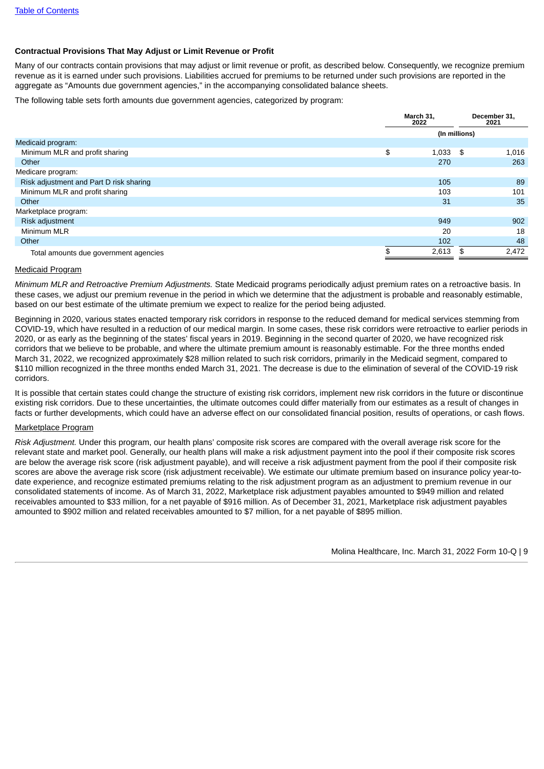**Contractual Provisions That May Adjust or Limit Revenue or Profit**

Many of our contracts contain provisions that may adjust or limit revenue or profit, as described below. Consequently, we recognize premium revenue as it is earned under such provisions. Liabilities accrued for premiums to be returned under such provisions are reported in the aggregate as "Amounts due government agencies," in the accompanying consolidated balance sheets.

The following table sets forth amounts due government agencies, categorized by program:

| | March 31, 2022 | December 31, 2021 |
|---|---|---|
| | (In millions) | |
| Medicaid program: | | |
| Minimum MLR and profit sharing | $ 1,033 | $ 1,016 |
| Other | 270 | 263 |
| Medicare program: | | |
| Risk adjustment and Part D risk sharing | 105 | 89 |
| Minimum MLR and profit sharing | 103 | 101 |
| Other | 31 | 35 |
| Marketplace program: | | |
| Risk adjustment | 949 | 902 |
| Minimum MLR | 20 | 18 |
| Other | 102 | 48 |
| Total amounts due government agencies | $ 2,613 | $ 2,472 |

Medicaid Program

*Minimum MLR and Retroactive Premium Adjustments.* State Medicaid programs periodically adjust premium rates on a retroactive basis. In these cases, we adjust our premium revenue in the period in which we determine that the adjustment is probable and reasonably estimable, based on our best estimate of the ultimate premium we expect to realize for the period being adjusted.

Beginning in 2020, various states enacted temporary risk corridors in response to the reduced demand for medical services stemming from COVID-19, which have resulted in a reduction of our medical margin. In some cases, these risk corridors were retroactive to earlier periods in 2020, or as early as the beginning of the states' fiscal years in 2019. Beginning in the second quarter of 2020, we have recognized risk corridors that we believe to be probable, and where the ultimate premium amount is reasonably estimable. For the three months ended March 31, 2022, we recognized approximately $28 million related to such risk corridors, primarily in the Medicaid segment, compared to $110 million recognized in the three months ended March 31, 2021. The decrease is due to the elimination of several of the COVID-19 risk corridors.

It is possible that certain states could change the structure of existing risk corridors, implement new risk corridors in the future or discontinue existing risk corridors. Due to these uncertainties, the ultimate outcomes could differ materially from our estimates as a result of changes in facts or further developments, which could have an adverse effect on our consolidated financial position, results of operations, or cash flows.

Marketplace Program

*Risk Adjustment.* Under this program, our health plans' composite risk scores are compared with the overall average risk score for the relevant state and market pool. Generally, our health plans will make a risk adjustment payment into the pool if their composite risk scores are below the average risk score (risk adjustment payable), and will receive a risk adjustment payment from the pool if their composite risk scores are above the average risk score (risk adjustment receivable). We estimate our ultimate premium based on insurance policy year-to-date experience, and recognize estimated premiums relating to the risk adjustment program as an adjustment to premium revenue in our consolidated statements of income. As of March 31, 2022, Marketplace risk adjustment payables amounted to $949 million and related receivables amounted to $33 million, for a net payable of $916 million. As of December 31, 2021, Marketplace risk adjustment payables amounted to $902 million and related receivables amounted to $7 million, for a net payable of $895 million.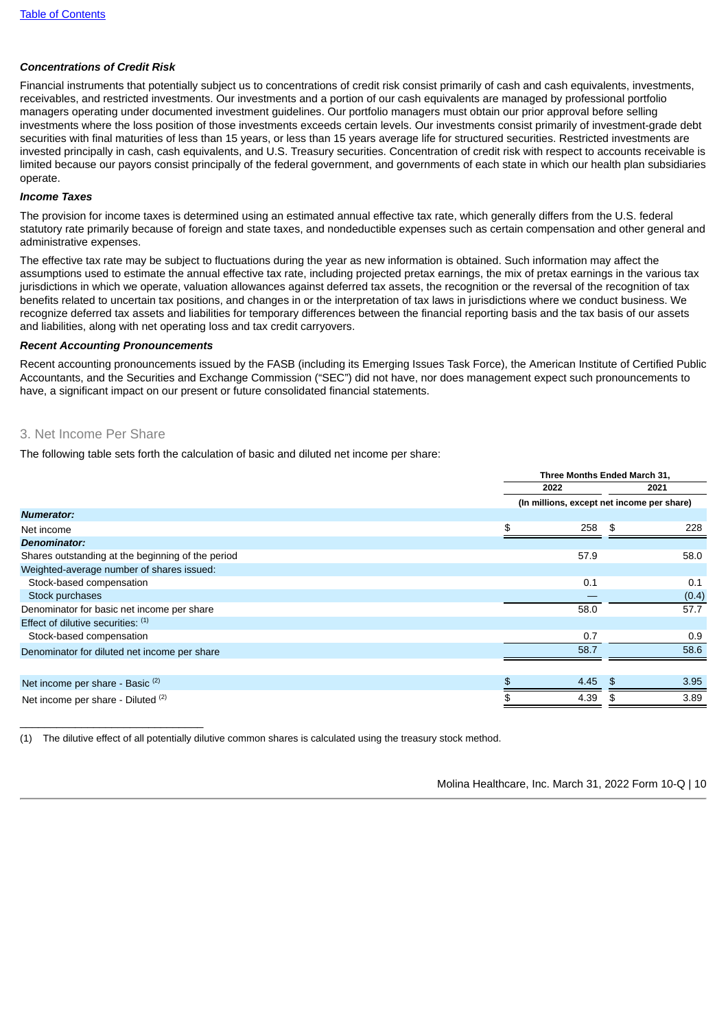***Concentrations of Credit Risk***

Financial instruments that potentially subject us to concentrations of credit risk consist primarily of cash and cash equivalents, investments, receivables, and restricted investments. Our investments and a portion of our cash equivalents are managed by professional portfolio managers operating under documented investment guidelines. Our portfolio managers must obtain our prior approval before selling investments where the loss position of those investments exceeds certain levels. Our investments consist primarily of investment-grade debt securities with final maturities of less than 15 years, or less than 15 years average life for structured securities. Restricted investments are invested principally in cash, cash equivalents, and U.S. Treasury securities. Concentration of credit risk with respect to accounts receivable is limited because our payors consist principally of the federal government, and governments of each state in which our health plan subsidiaries operate.

***Income Taxes***

The provision for income taxes is determined using an estimated annual effective tax rate, which generally differs from the U.S. federal statutory rate primarily because of foreign and state taxes, and nondeductible expenses such as certain compensation and other general and administrative expenses.

The effective tax rate may be subject to fluctuations during the year as new information is obtained. Such information may affect the assumptions used to estimate the annual effective tax rate, including projected pretax earnings, the mix of pretax earnings in the various tax jurisdictions in which we operate, valuation allowances against deferred tax assets, the recognition or the reversal of the recognition of tax benefits related to uncertain tax positions, and changes in or the interpretation of tax laws in jurisdictions where we conduct business. We recognize deferred tax assets and liabilities for temporary differences between the financial reporting basis and the tax basis of our assets and liabilities, along with net operating loss and tax credit carryovers.

***Recent Accounting Pronouncements***

Recent accounting pronouncements issued by the FASB (including its Emerging Issues Task Force), the American Institute of Certified Public Accountants, and the Securities and Exchange Commission ("SEC") did not have, nor does management expect such pronouncements to have, a significant impact on our present or future consolidated financial statements.

## 3. Net Income Per Share

The following table sets forth the calculation of basic and diluted net income per share:

| | Three Months Ended March 31, | |
|---|---|---|
| | 2022 | 2021 |
| | (In millions, except net income per share) | |
| ***Numerator:*** | | |
| Net income | $ 258 | $ 228 |
| ***Denominator:*** | | |
| Shares outstanding at the beginning of the period | 57.9 | 58.0 |
| Weighted-average number of shares issued: | | |
| Stock-based compensation | 0.1 | 0.1 |
| Stock purchases | — | (0.4) |
| Denominator for basic net income per share | 58.0 | 57.7 |
| Effect of dilutive securities: [1] | | |
| Stock-based compensation | 0.7 | 0.9 |
| Denominator for diluted net income per share | 58.7 | 58.6 |
| Net income per share - Basic [2] | $ 4.45 | $ 3.95 |
| Net income per share - Diluted [2] | $ 4.39 | $ 3.89 |

(1) The dilutive effect of all potentially dilutive common shares is calculated using the treasury stock method.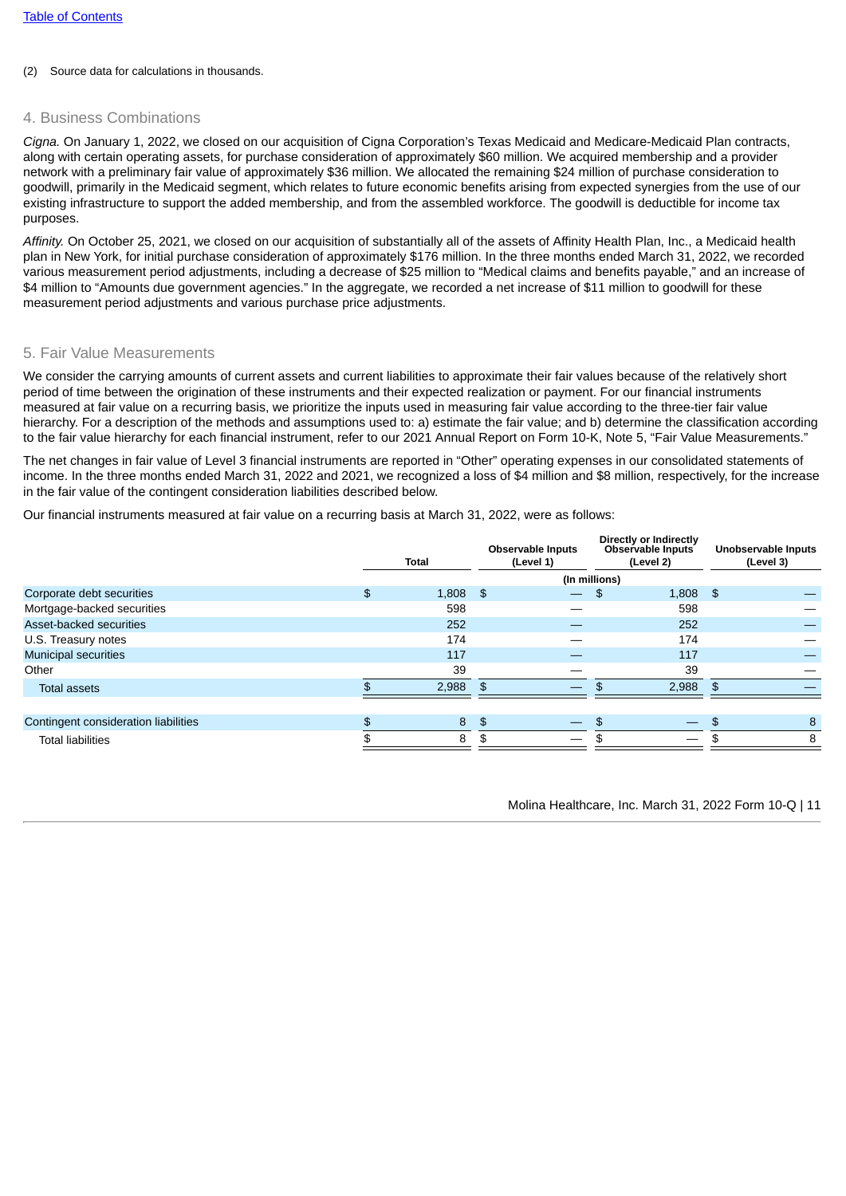(2) Source data for calculations in thousands.

## 4. Business Combinations

*Cigna.* On January 1, 2022, we closed on our acquisition of Cigna Corporation's Texas Medicaid and Medicare-Medicaid Plan contracts, along with certain operating assets, for purchase consideration of approximately $60 million. We acquired membership and a provider network with a preliminary fair value of approximately $36 million. We allocated the remaining $24 million of purchase consideration to goodwill, primarily in the Medicaid segment, which relates to future economic benefits arising from expected synergies from the use of our existing infrastructure to support the added membership, and from the assembled workforce. The goodwill is deductible for income tax purposes.

*Affinity.* On October 25, 2021, we closed on our acquisition of substantially all of the assets of Affinity Health Plan, Inc., a Medicaid health plan in New York, for initial purchase consideration of approximately $176 million. In the three months ended March 31, 2022, we recorded various measurement period adjustments, including a decrease of $25 million to "Medical claims and benefits payable," and an increase of $4 million to "Amounts due government agencies." In the aggregate, we recorded a net increase of $11 million to goodwill for these measurement period adjustments and various purchase price adjustments.

## 5. Fair Value Measurements

We consider the carrying amounts of current assets and current liabilities to approximate their fair values because of the relatively short period of time between the origination of these instruments and their expected realization or payment. For our financial instruments measured at fair value on a recurring basis, we prioritize the inputs used in measuring fair value according to the three-tier fair value hierarchy. For a description of the methods and assumptions used to: a) estimate the fair value; and b) determine the classification according to the fair value hierarchy for each financial instrument, refer to our 2021 Annual Report on Form 10-K, Note 5, "Fair Value Measurements."

The net changes in fair value of Level 3 financial instruments are reported in "Other" operating expenses in our consolidated statements of income. In the three months ended March 31, 2022 and 2021, we recognized a loss of $4 million and $8 million, respectively, for the increase in the fair value of the contingent consideration liabilities described below.

Our financial instruments measured at fair value on a recurring basis at March 31, 2022, were as follows:

| | Total | Observable Inputs (Level 1) | Directly or Indirectly Observable Inputs (Level 2) | Unobservable Inputs (Level 3) |
|---|---|---|---|---|
| | | (In millions) | | |
| Corporate debt securities | $ 1,808 | $ — | $ 1,808 | $ — |
| Mortgage-backed securities | 598 | — | 598 | — |
| Asset-backed securities | 252 | — | 252 | — |
| U.S. Treasury notes | 174 | — | 174 | — |
| Municipal securities | 117 | — | 117 | — |
| Other | 39 | — | 39 | — |
| Total assets | $ 2,988 | $ — | $ 2,988 | $ — |
| | | | | |
| Contingent consideration liabilities | $ 8 | $ — | $ — | $ 8 |
| Total liabilities | $ 8 | $ — | $ — | $ 8 |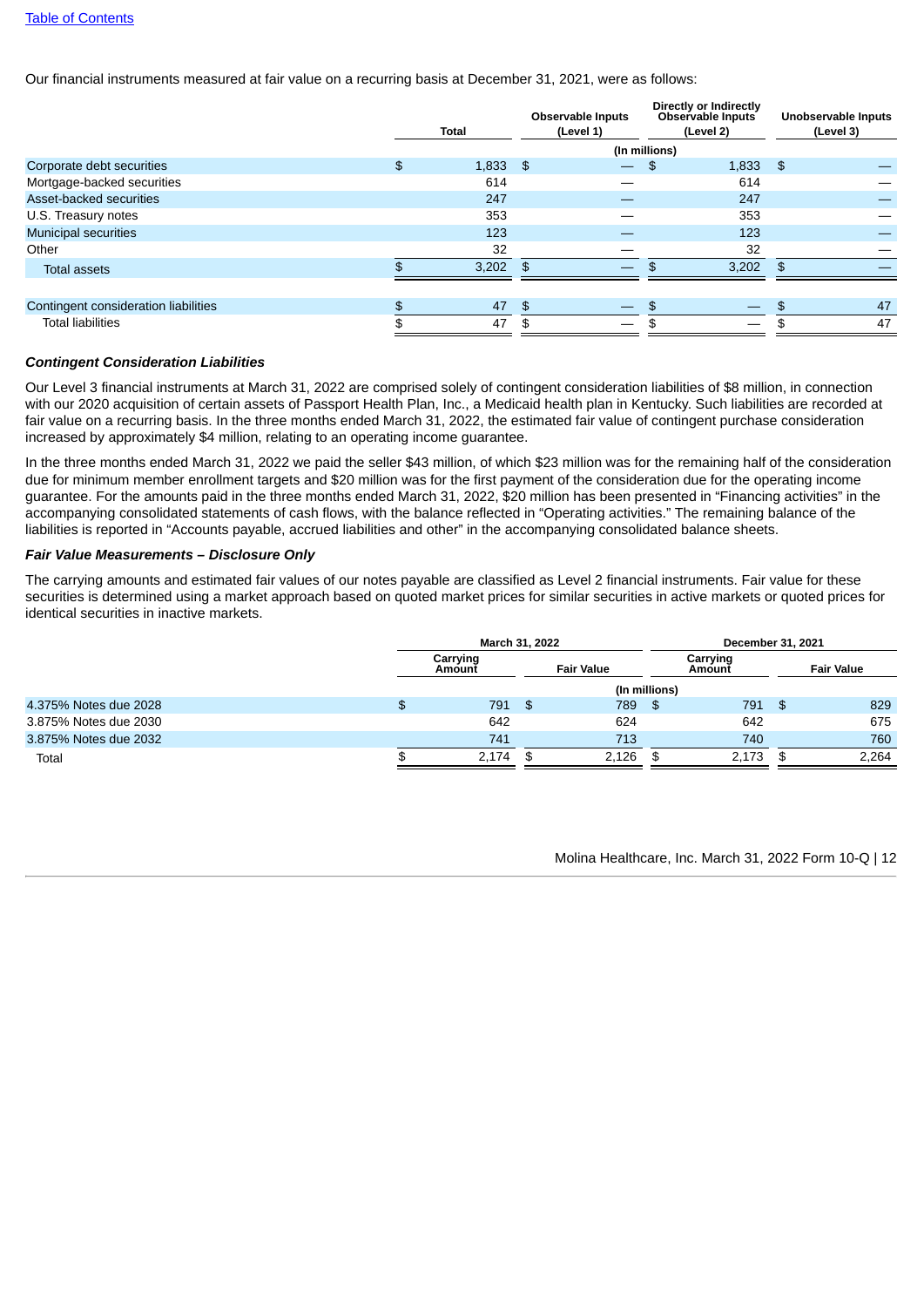Our financial instruments measured at fair value on a recurring basis at December 31, 2021, were as follows:

| | Total | Observable Inputs (Level 1) | Directly or Indirectly Observable Inputs (Level 2) | Unobservable Inputs (Level 3) |
|---|---|---|---|---|
| | (In millions) | | | |
| Corporate debt securities | $ 1,833 | $ — | $ 1,833 | $ — |
| Mortgage-backed securities | 614 | — | 614 | — |
| Asset-backed securities | 247 | — | 247 | — |
| U.S. Treasury notes | 353 | — | 353 | — |
| Municipal securities | 123 | — | 123 | — |
| Other | 32 | — | 32 | — |
| Total assets | $ 3,202 | $ — | $ 3,202 | $ — |
| | | | | |
| Contingent consideration liabilities | $ 47 | $ — | $ — | $ 47 |
| Total liabilities | $ 47 | $ — | $ — | $ 47 |

***Contingent Consideration Liabilities***

Our Level 3 financial instruments at March 31, 2022 are comprised solely of contingent consideration liabilities of $8 million, in connection with our 2020 acquisition of certain assets of Passport Health Plan, Inc., a Medicaid health plan in Kentucky. Such liabilities are recorded at fair value on a recurring basis. In the three months ended March 31, 2022, the estimated fair value of contingent purchase consideration increased by approximately $4 million, relating to an operating income guarantee.

In the three months ended March 31, 2022 we paid the seller $43 million, of which $23 million was for the remaining half of the consideration due for minimum member enrollment targets and $20 million was for the first payment of the consideration due for the operating income guarantee. For the amounts paid in the three months ended March 31, 2022, $20 million has been presented in "Financing activities" in the accompanying consolidated statements of cash flows, with the balance reflected in "Operating activities." The remaining balance of the liabilities is reported in "Accounts payable, accrued liabilities and other" in the accompanying consolidated balance sheets.

***Fair Value Measurements – Disclosure Only***

The carrying amounts and estimated fair values of our notes payable are classified as Level 2 financial instruments. Fair value for these securities is determined using a market approach based on quoted market prices for similar securities in active markets or quoted prices for identical securities in inactive markets.

| | March 31, 2022 | | December 31, 2021 | |
|---|---|---|---|---|
| | Carrying Amount | Fair Value | Carrying Amount | Fair Value |
| | (In millions) | | | |
| 4.375% Notes due 2028 | $ 791 | $ 789 | $ 791 | $ 829 |
| 3.875% Notes due 2030 | 642 | 624 | 642 | 675 |
| 3.875% Notes due 2032 | 741 | 713 | 740 | 760 |
| Total | $ 2,174 | $ 2,126 | $ 2,173 | $ 2,264 |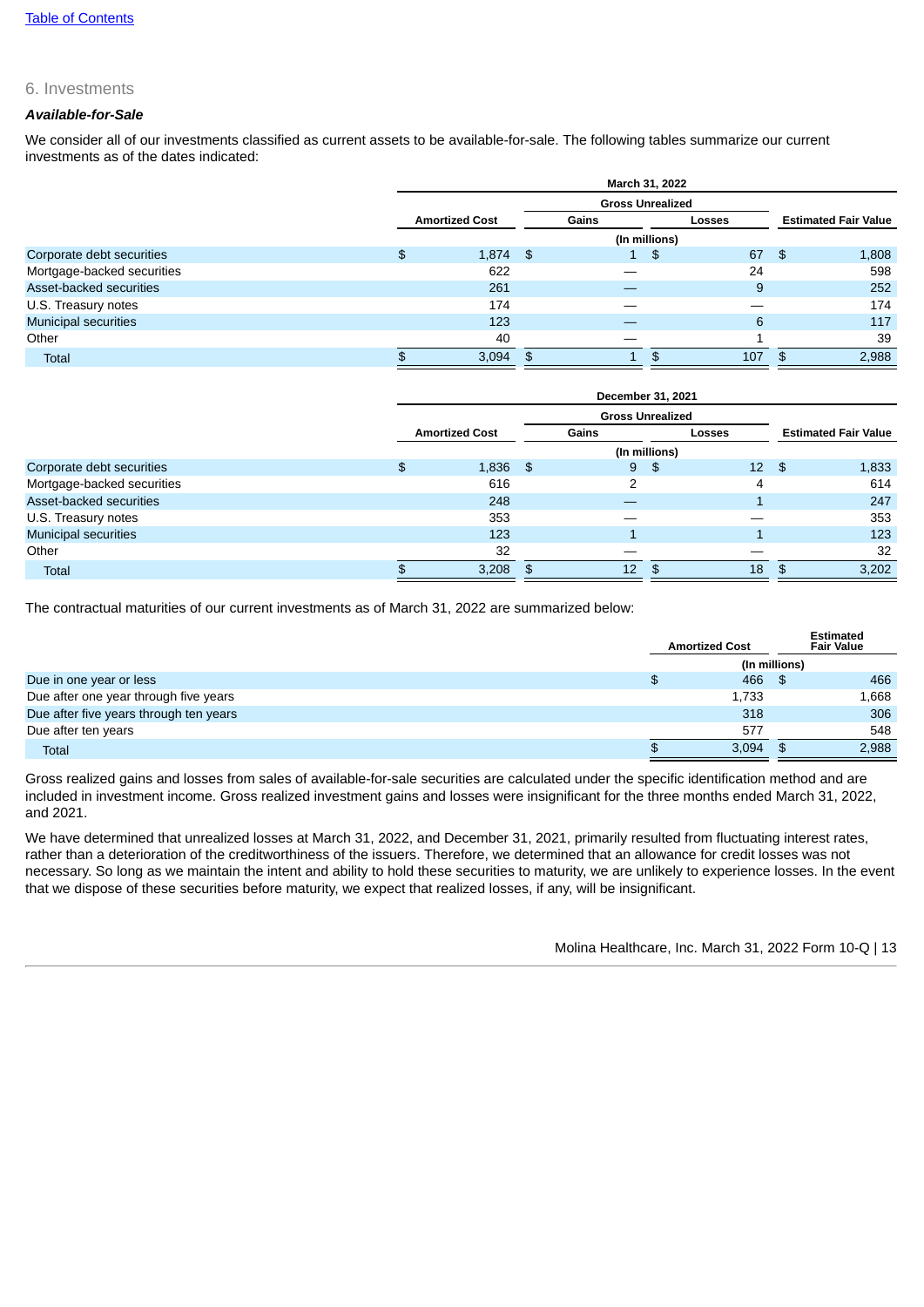## 6. Investments

***Available-for-Sale***

We consider all of our investments classified as current assets to be available-for-sale. The following tables summarize our current investments as of the dates indicated:

| | March 31, 2022 | | | |
|---|---|---|---|---|
| | | Gross Unrealized | | |
| | Amortized Cost | Gains | Losses | Estimated Fair Value |
| | (In millions) | | | |
| Corporate debt securities | $ 1,874 | $ 1 | $ 67 | $ 1,808 |
| Mortgage-backed securities | 622 | — | 24 | 598 |
| Asset-backed securities | 261 | — | 9 | 252 |
| U.S. Treasury notes | 174 | — | — | 174 |
| Municipal securities | 123 | — | 6 | 117 |
| Other | 40 | — | 1 | 39 |
| Total | $ 3,094 | $ 1 | $ 107 | $ 2,988 |

| | December 31, 2021 | | | |
|---|---|---|---|---|
| | | Gross Unrealized | | |
| | Amortized Cost | Gains | Losses | Estimated Fair Value |
| | (In millions) | | | |
| Corporate debt securities | $ 1,836 | $ 9 | $ 12 | $ 1,833 |
| Mortgage-backed securities | 616 | 2 | 4 | 614 |
| Asset-backed securities | 248 | — | 1 | 247 |
| U.S. Treasury notes | 353 | — | — | 353 |
| Municipal securities | 123 | 1 | 1 | 123 |
| Other | 32 | — | — | 32 |
| Total | $ 3,208 | $ 12 | $ 18 | $ 3,202 |

The contractual maturities of our current investments as of March 31, 2022 are summarized below:

| | Amortized Cost | Estimated Fair Value |
|---|---|---|
| | (In millions) | |
| Due in one year or less | $ 466 | $ 466 |
| Due after one year through five years | 1,733 | 1,668 |
| Due after five years through ten years | 318 | 306 |
| Due after ten years | 577 | 548 |
| Total | $ 3,094 | $ 2,988 |

Gross realized gains and losses from sales of available-for-sale securities are calculated under the specific identification method and are included in investment income. Gross realized investment gains and losses were insignificant for the three months ended March 31, 2022, and 2021.

We have determined that unrealized losses at March 31, 2022, and December 31, 2021, primarily resulted from fluctuating interest rates, rather than a deterioration of the creditworthiness of the issuers. Therefore, we determined that an allowance for credit losses was not necessary. So long as we maintain the intent and ability to hold these securities to maturity, we are unlikely to experience losses. In the event that we dispose of these securities before maturity, we expect that realized losses, if any, will be insignificant.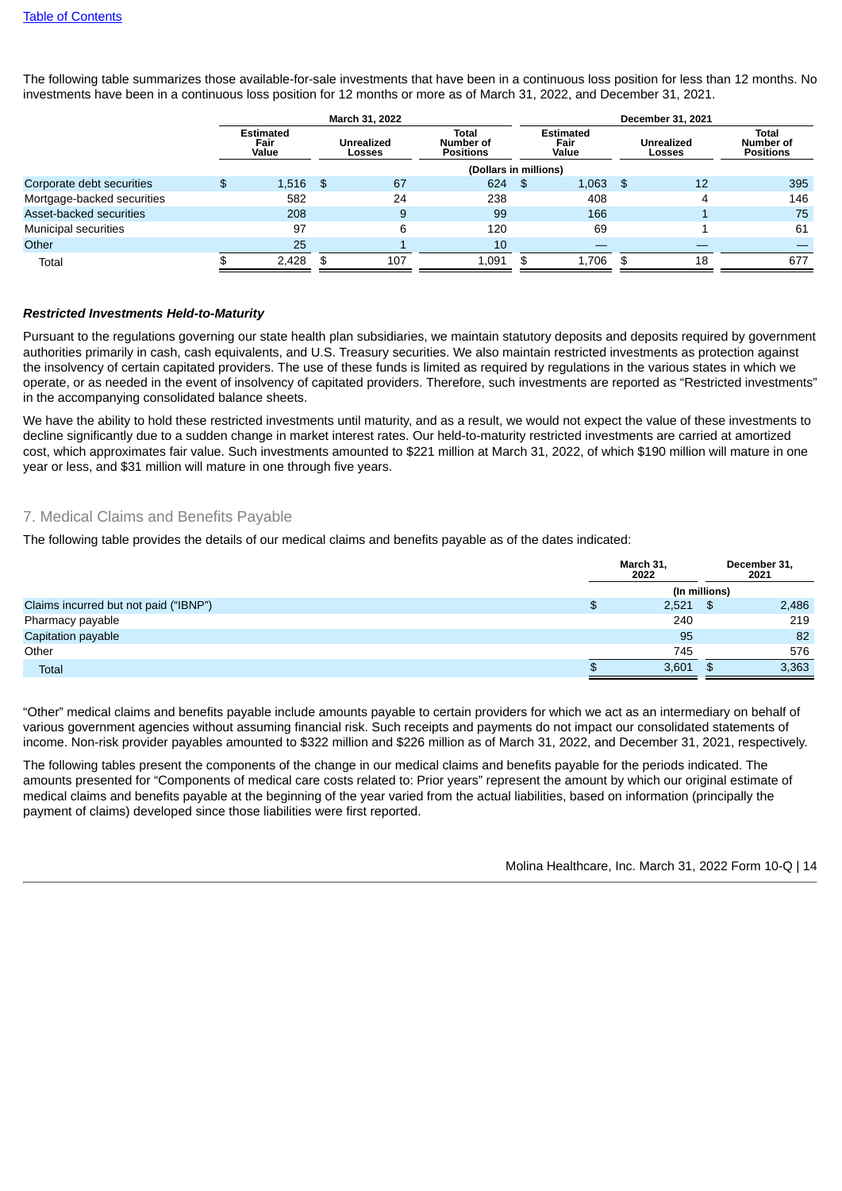The following table summarizes those available-for-sale investments that have been in a continuous loss position for less than 12 months. No investments have been in a continuous loss position for 12 months or more as of March 31, 2022, and December 31, 2021.

| | March 31, 2022 | | | December 31, 2021 | | |
|---|---|---|---|---|---|---|
| | Estimated Fair Value | Unrealized Losses | Total Number of Positions | Estimated Fair Value | Unrealized Losses | Total Number of Positions |
| | (Dollars in millions) | | | | | |
| Corporate debt securities | $ 1,516 | $ 67 | 624 | $ 1,063 | $ 12 | 395 |
| Mortgage-backed securities | 582 | 24 | 238 | 408 | 4 | 146 |
| Asset-backed securities | 208 | 9 | 99 | 166 | 1 | 75 |
| Municipal securities | 97 | 6 | 120 | 69 | 1 | 61 |
| Other | 25 | 1 | 10 | — | — | — |
| Total | $ 2,428 | $ 107 | 1,091 | $ 1,706 | $ 18 | 677 |

***Restricted Investments Held-to-Maturity***

Pursuant to the regulations governing our state health plan subsidiaries, we maintain statutory deposits and deposits required by government authorities primarily in cash, cash equivalents, and U.S. Treasury securities. We also maintain restricted investments as protection against the insolvency of certain capitated providers. The use of these funds is limited as required by regulations in the various states in which we operate, or as needed in the event of insolvency of capitated providers. Therefore, such investments are reported as "Restricted investments" in the accompanying consolidated balance sheets.

We have the ability to hold these restricted investments until maturity, and as a result, we would not expect the value of these investments to decline significantly due to a sudden change in market interest rates. Our held-to-maturity restricted investments are carried at amortized cost, which approximates fair value. Such investments amounted to $221 million at March 31, 2022, of which $190 million will mature in one year or less, and $31 million will mature in one through five years.

## 7. Medical Claims and Benefits Payable

The following table provides the details of our medical claims and benefits payable as of the dates indicated:

| | March 31, 2022 | December 31, 2021 |
|---|---|---|
| | (In millions) | |
| Claims incurred but not paid ("IBNP") | $ 2,521 | $ 2,486 |
| Pharmacy payable | 240 | 219 |
| Capitation payable | 95 | 82 |
| Other | 745 | 576 |
| Total | $ 3,601 | $ 3,363 |

"Other" medical claims and benefits payable include amounts payable to certain providers for which we act as an intermediary on behalf of various government agencies without assuming financial risk. Such receipts and payments do not impact our consolidated statements of income. Non-risk provider payables amounted to $322 million and $226 million as of March 31, 2022, and December 31, 2021, respectively.

The following tables present the components of the change in our medical claims and benefits payable for the periods indicated. The amounts presented for "Components of medical care costs related to: Prior years" represent the amount by which our original estimate of medical claims and benefits payable at the beginning of the year varied from the actual liabilities, based on information (principally the payment of claims) developed since those liabilities were first reported.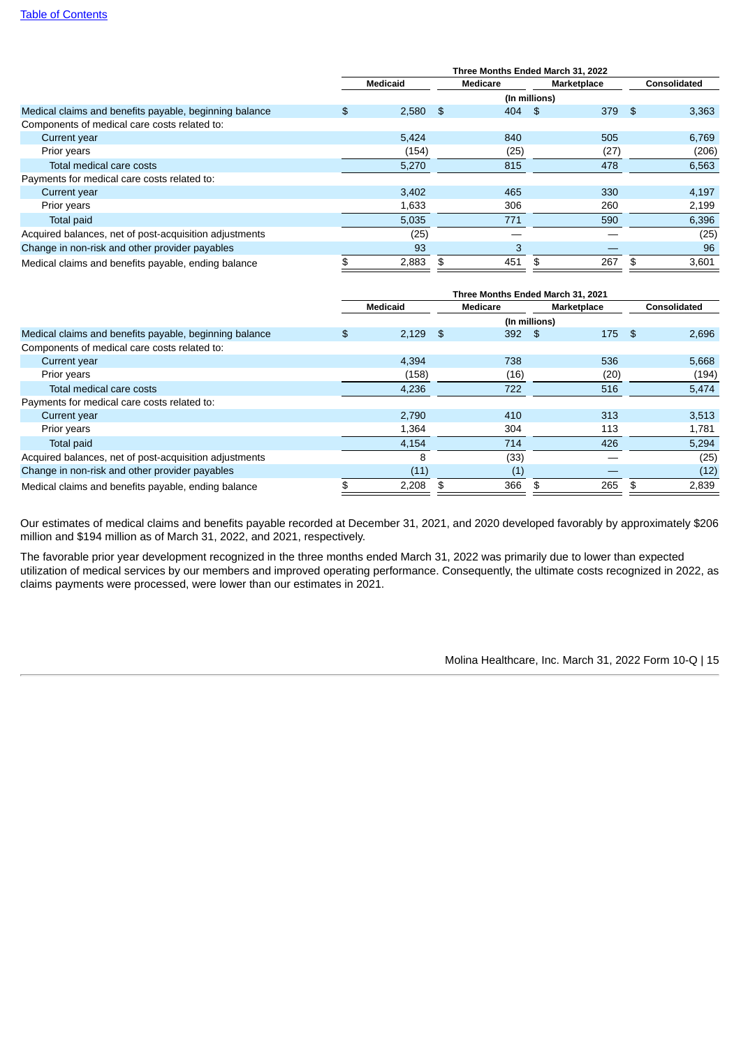| | Three Months Ended March 31, 2022 | | | |
|---|---|---|---|---|
| | Medicaid | Medicare | Marketplace | Consolidated |
| | (In millions) | | | |
| Medical claims and benefits payable, beginning balance | $ 2,580 | $ 404 | $ 379 | $ 3,363 |
| Components of medical care costs related to: | | | | |
| Current year | 5,424 | 840 | 505 | 6,769 |
| Prior years | (154) | (25) | (27) | (206) |
| Total medical care costs | 5,270 | 815 | 478 | 6,563 |
| Payments for medical care costs related to: | | | | |
| Current year | 3,402 | 465 | 330 | 4,197 |
| Prior years | 1,633 | 306 | 260 | 2,199 |
| Total paid | 5,035 | 771 | 590 | 6,396 |
| Acquired balances, net of post-acquisition adjustments | (25) | — | — | (25) |
| Change in non-risk and other provider payables | 93 | 3 | — | 96 |
| Medical claims and benefits payable, ending balance | $ 2,883 | $ 451 | $ 267 | $ 3,601 |

| | Three Months Ended March 31, 2021 | | | |
|---|---|---|---|---|
| | Medicaid | Medicare | Marketplace | Consolidated |
| | (In millions) | | | |
| Medical claims and benefits payable, beginning balance | $ 2,129 | $ 392 | $ 175 | $ 2,696 |
| Components of medical care costs related to: | | | | |
| Current year | 4,394 | 738 | 536 | 5,668 |
| Prior years | (158) | (16) | (20) | (194) |
| Total medical care costs | 4,236 | 722 | 516 | 5,474 |
| Payments for medical care costs related to: | | | | |
| Current year | 2,790 | 410 | 313 | 3,513 |
| Prior years | 1,364 | 304 | 113 | 1,781 |
| Total paid | 4,154 | 714 | 426 | 5,294 |
| Acquired balances, net of post-acquisition adjustments | 8 | (33) | — | (25) |
| Change in non-risk and other provider payables | (11) | (1) | — | (12) |
| Medical claims and benefits payable, ending balance | $ 2,208 | $ 366 | $ 265 | $ 2,839 |

Our estimates of medical claims and benefits payable recorded at December 31, 2021, and 2020 developed favorably by approximately $206 million and $194 million as of March 31, 2022, and 2021, respectively.

The favorable prior year development recognized in the three months ended March 31, 2022 was primarily due to lower than expected utilization of medical services by our members and improved operating performance. Consequently, the ultimate costs recognized in 2022, as claims payments were processed, were lower than our estimates in 2021.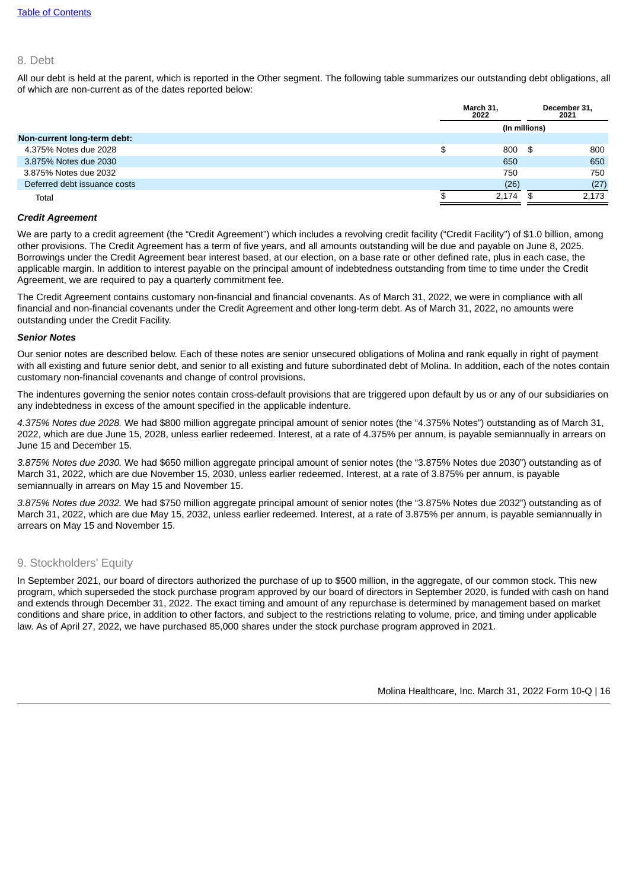Table of Contents

## 8. Debt

All our debt is held at the parent, which is reported in the Other segment. The following table summarizes our outstanding debt obligations, all of which are non-current as of the dates reported below:

| | March 31, 2022 | December 31, 2021 |
|---|---|---|
| | (In millions) | |
| **Non-current long-term debt:** | | |
| 4.375% Notes due 2028 | $ 800 | $ 800 |
| 3.875% Notes due 2030 | 650 | 650 |
| 3.875% Notes due 2032 | 750 | 750 |
| Deferred debt issuance costs | (26) | (27) |
| Total | $ 2,174 | $ 2,173 |

***Credit Agreement***

We are party to a credit agreement (the "Credit Agreement") which includes a revolving credit facility ("Credit Facility") of $1.0 billion, among other provisions. The Credit Agreement has a term of five years, and all amounts outstanding will be due and payable on June 8, 2025. Borrowings under the Credit Agreement bear interest based, at our election, on a base rate or other defined rate, plus in each case, the applicable margin. In addition to interest payable on the principal amount of indebtedness outstanding from time to time under the Credit Agreement, we are required to pay a quarterly commitment fee.

The Credit Agreement contains customary non-financial and financial covenants. As of March 31, 2022, we were in compliance with all financial and non-financial covenants under the Credit Agreement and other long-term debt. As of March 31, 2022, no amounts were outstanding under the Credit Facility.

***Senior Notes***

Our senior notes are described below. Each of these notes are senior unsecured obligations of Molina and rank equally in right of payment with all existing and future senior debt, and senior to all existing and future subordinated debt of Molina. In addition, each of the notes contain customary non-financial covenants and change of control provisions.

The indentures governing the senior notes contain cross-default provisions that are triggered upon default by us or any of our subsidiaries on any indebtedness in excess of the amount specified in the applicable indenture.

*4.375% Notes due 2028.* We had $800 million aggregate principal amount of senior notes (the "4.375% Notes") outstanding as of March 31, 2022, which are due June 15, 2028, unless earlier redeemed. Interest, at a rate of 4.375% per annum, is payable semiannually in arrears on June 15 and December 15.

*3.875% Notes due 2030.* We had $650 million aggregate principal amount of senior notes (the "3.875% Notes due 2030") outstanding as of March 31, 2022, which are due November 15, 2030, unless earlier redeemed. Interest, at a rate of 3.875% per annum, is payable semiannually in arrears on May 15 and November 15.

*3.875% Notes due 2032.* We had $750 million aggregate principal amount of senior notes (the "3.875% Notes due 2032") outstanding as of March 31, 2022, which are due May 15, 2032, unless earlier redeemed. Interest, at a rate of 3.875% per annum, is payable semiannually in arrears on May 15 and November 15.

## 9. Stockholders' Equity

In September 2021, our board of directors authorized the purchase of up to $500 million, in the aggregate, of our common stock. This new program, which superseded the stock purchase program approved by our board of directors in September 2020, is funded with cash on hand and extends through December 31, 2022. The exact timing and amount of any repurchase is determined by management based on market conditions and share price, in addition to other factors, and subject to the restrictions relating to volume, price, and timing under applicable law. As of April 27, 2022, we have purchased 85,000 shares under the stock purchase program approved in 2021.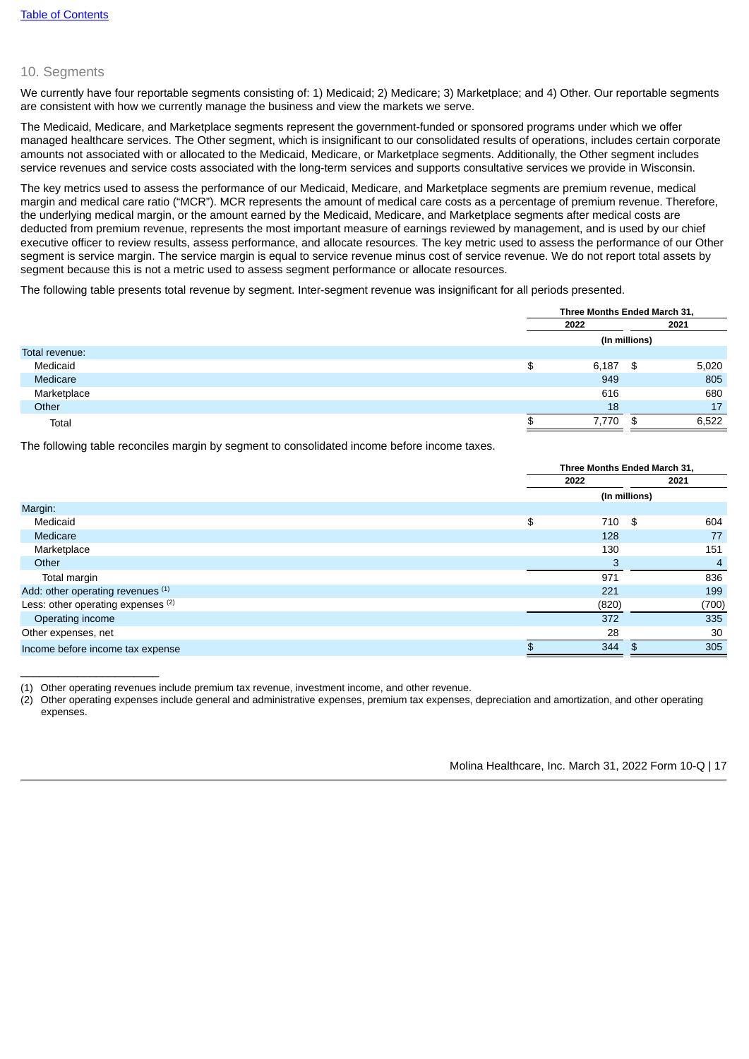## 10. Segments

We currently have four reportable segments consisting of: 1) Medicaid; 2) Medicare; 3) Marketplace; and 4) Other. Our reportable segments are consistent with how we currently manage the business and view the markets we serve.

The Medicaid, Medicare, and Marketplace segments represent the government-funded or sponsored programs under which we offer managed healthcare services. The Other segment, which is insignificant to our consolidated results of operations, includes certain corporate amounts not associated with or allocated to the Medicaid, Medicare, or Marketplace segments. Additionally, the Other segment includes service revenues and service costs associated with the long-term services and supports consultative services we provide in Wisconsin.

The key metrics used to assess the performance of our Medicaid, Medicare, and Marketplace segments are premium revenue, medical margin and medical care ratio ("MCR"). MCR represents the amount of medical care costs as a percentage of premium revenue. Therefore, the underlying medical margin, or the amount earned by the Medicaid, Medicare, and Marketplace segments after medical costs are deducted from premium revenue, represents the most important measure of earnings reviewed by management, and is used by our chief executive officer to review results, assess performance, and allocate resources. The key metric used to assess the performance of our Other segment is service margin. The service margin is equal to service revenue minus cost of service revenue. We do not report total assets by segment because this is not a metric used to assess segment performance or allocate resources.

The following table presents total revenue by segment. Inter-segment revenue was insignificant for all periods presented.

| | Three Months Ended March 31, | |
|---|---|---|
| | 2022 | 2021 |
| | (In millions) | |
| Total revenue: | | |
| Medicaid | $ 6,187 | $ 5,020 |
| Medicare | 949 | 805 |
| Marketplace | 616 | 680 |
| Other | 18 | 17 |
| Total | $ 7,770 | $ 6,522 |

The following table reconciles margin by segment to consolidated income before income taxes.

| | Three Months Ended March 31, | |
|---|---|---|
| | 2022 | 2021 |
| | (In millions) | |
| Margin: | | |
| Medicaid | $ 710 | $ 604 |
| Medicare | 128 | 77 |
| Marketplace | 130 | 151 |
| Other | 3 | 4 |
| Total margin | 971 | 836 |
| Add: other operating revenues [(1)] | 221 | 199 |
| Less: other operating expenses [(2)] | (820) | (700) |
| Operating income | 372 | 335 |
| Other expenses, net | 28 | 30 |
| Income before income tax expense | $ 344 | $ 305 |

---

(1) Other operating revenues include premium tax revenue, investment income, and other revenue.

(2) Other operating expenses include general and administrative expenses, premium tax expenses, depreciation and amortization, and other operating expenses.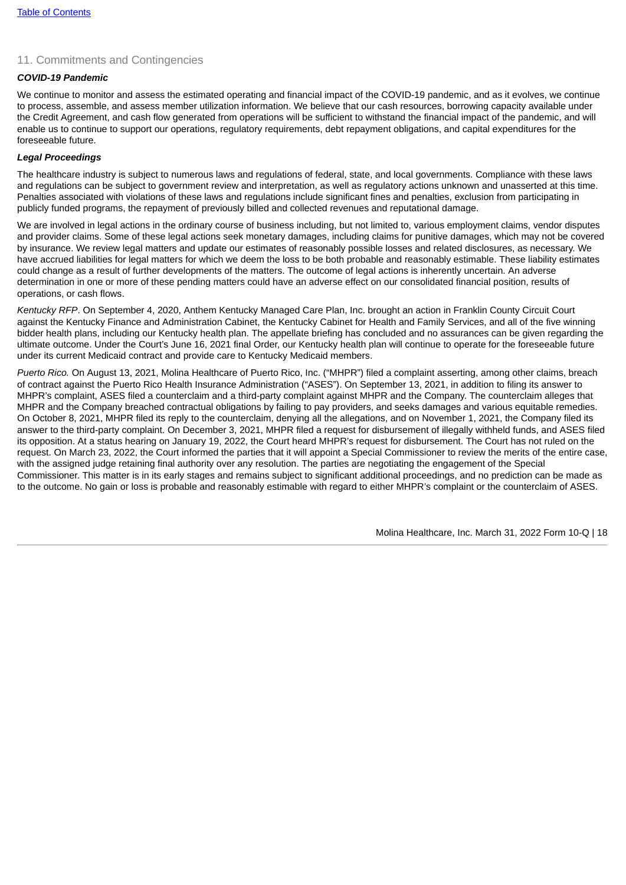## 11. Commitments and Contingencies

***COVID-19 Pandemic***

We continue to monitor and assess the estimated operating and financial impact of the COVID-19 pandemic, and as it evolves, we continue to process, assemble, and assess member utilization information. We believe that our cash resources, borrowing capacity available under the Credit Agreement, and cash flow generated from operations will be sufficient to withstand the financial impact of the pandemic, and will enable us to continue to support our operations, regulatory requirements, debt repayment obligations, and capital expenditures for the foreseeable future.

***Legal Proceedings***

The healthcare industry is subject to numerous laws and regulations of federal, state, and local governments. Compliance with these laws and regulations can be subject to government review and interpretation, as well as regulatory actions unknown and unasserted at this time. Penalties associated with violations of these laws and regulations include significant fines and penalties, exclusion from participating in publicly funded programs, the repayment of previously billed and collected revenues and reputational damage.

We are involved in legal actions in the ordinary course of business including, but not limited to, various employment claims, vendor disputes and provider claims. Some of these legal actions seek monetary damages, including claims for punitive damages, which may not be covered by insurance. We review legal matters and update our estimates of reasonably possible losses and related disclosures, as necessary. We have accrued liabilities for legal matters for which we deem the loss to be both probable and reasonably estimable. These liability estimates could change as a result of further developments of the matters. The outcome of legal actions is inherently uncertain. An adverse determination in one or more of these pending matters could have an adverse effect on our consolidated financial position, results of operations, or cash flows.

*Kentucky RFP*. On September 4, 2020, Anthem Kentucky Managed Care Plan, Inc. brought an action in Franklin County Circuit Court against the Kentucky Finance and Administration Cabinet, the Kentucky Cabinet for Health and Family Services, and all of the five winning bidder health plans, including our Kentucky health plan. The appellate briefing has concluded and no assurances can be given regarding the ultimate outcome. Under the Court's June 16, 2021 final Order, our Kentucky health plan will continue to operate for the foreseeable future under its current Medicaid contract and provide care to Kentucky Medicaid members.

*Puerto Rico.* On August 13, 2021, Molina Healthcare of Puerto Rico, Inc. ("MHPR") filed a complaint asserting, among other claims, breach of contract against the Puerto Rico Health Insurance Administration ("ASES"). On September 13, 2021, in addition to filing its answer to MHPR's complaint, ASES filed a counterclaim and a third-party complaint against MHPR and the Company. The counterclaim alleges that MHPR and the Company breached contractual obligations by failing to pay providers, and seeks damages and various equitable remedies. On October 8, 2021, MHPR filed its reply to the counterclaim, denying all the allegations, and on November 1, 2021, the Company filed its answer to the third-party complaint. On December 3, 2021, MHPR filed a request for disbursement of illegally withheld funds, and ASES filed its opposition. At a status hearing on January 19, 2022, the Court heard MHPR's request for disbursement. The Court has not ruled on the request. On March 23, 2022, the Court informed the parties that it will appoint a Special Commissioner to review the merits of the entire case, with the assigned judge retaining final authority over any resolution. The parties are negotiating the engagement of the Special Commissioner. This matter is in its early stages and remains subject to significant additional proceedings, and no prediction can be made as to the outcome. No gain or loss is probable and reasonably estimable with regard to either MHPR's complaint or the counterclaim of ASES.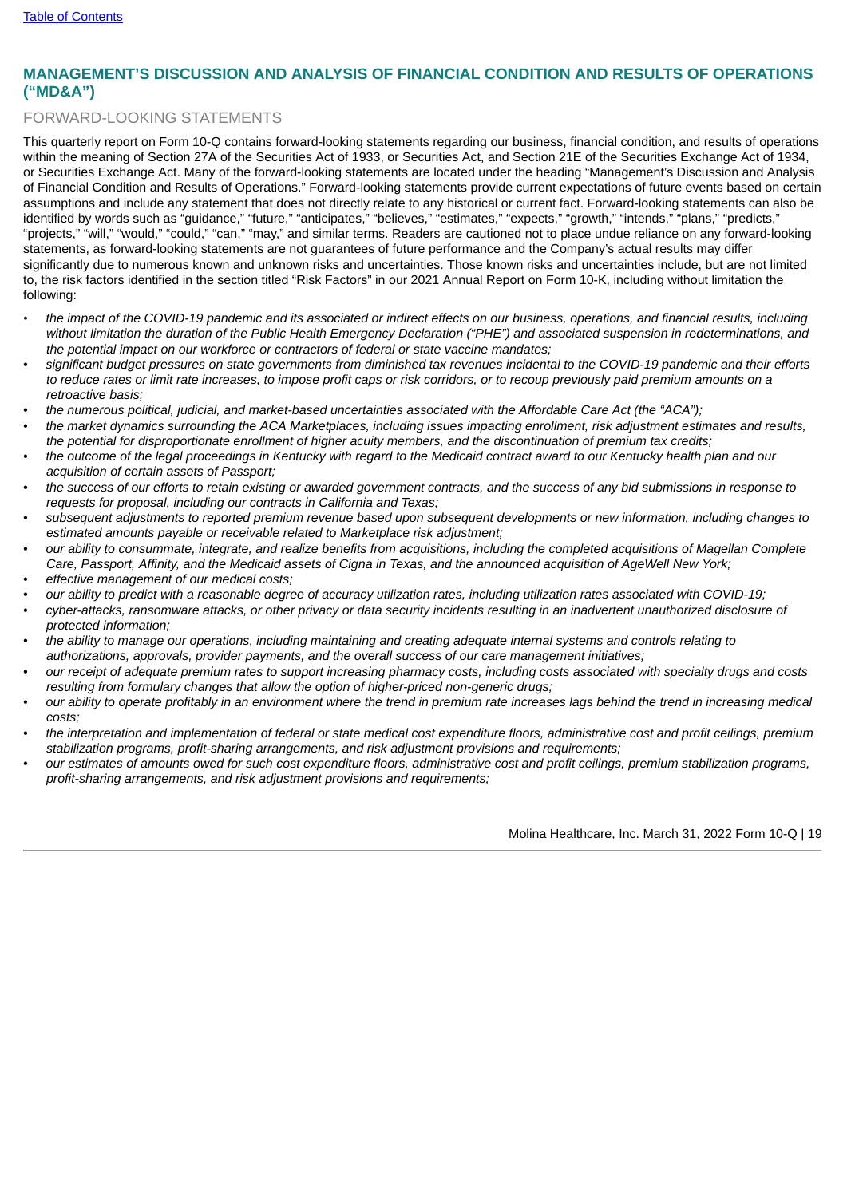## MANAGEMENT'S DISCUSSION AND ANALYSIS OF FINANCIAL CONDITION AND RESULTS OF OPERATIONS ("MD&A")

### FORWARD-LOOKING STATEMENTS

This quarterly report on Form 10-Q contains forward-looking statements regarding our business, financial condition, and results of operations within the meaning of Section 27A of the Securities Act of 1933, or Securities Act, and Section 21E of the Securities Exchange Act of 1934, or Securities Exchange Act. Many of the forward-looking statements are located under the heading "Management's Discussion and Analysis of Financial Condition and Results of Operations." Forward-looking statements provide current expectations of future events based on certain assumptions and include any statement that does not directly relate to any historical or current fact. Forward-looking statements can also be identified by words such as "guidance," "future," "anticipates," "believes," "estimates," "expects," "growth," "intends," "plans," "predicts," "projects," "will," "would," "could," "can," "may," and similar terms. Readers are cautioned not to place undue reliance on any forward-looking statements, as forward-looking statements are not guarantees of future performance and the Company's actual results may differ significantly due to numerous known and unknown risks and uncertainties. Those known risks and uncertainties include, but are not limited to, the risk factors identified in the section titled "Risk Factors" in our 2021 Annual Report on Form 10-K, including without limitation the following:

- *the impact of the COVID-19 pandemic and its associated or indirect effects on our business, operations, and financial results, including without limitation the duration of the Public Health Emergency Declaration ("PHE") and associated suspension in redeterminations, and the potential impact on our workforce or contractors of federal or state vaccine mandates;*
- *significant budget pressures on state governments from diminished tax revenues incidental to the COVID-19 pandemic and their efforts to reduce rates or limit rate increases, to impose profit caps or risk corridors, or to recoup previously paid premium amounts on a retroactive basis;*
- *the numerous political, judicial, and market-based uncertainties associated with the Affordable Care Act (the "ACA");*
- *the market dynamics surrounding the ACA Marketplaces, including issues impacting enrollment, risk adjustment estimates and results, the potential for disproportionate enrollment of higher acuity members, and the discontinuation of premium tax credits;*
- *the outcome of the legal proceedings in Kentucky with regard to the Medicaid contract award to our Kentucky health plan and our acquisition of certain assets of Passport;*
- *the success of our efforts to retain existing or awarded government contracts, and the success of any bid submissions in response to requests for proposal, including our contracts in California and Texas;*
- *subsequent adjustments to reported premium revenue based upon subsequent developments or new information, including changes to estimated amounts payable or receivable related to Marketplace risk adjustment;*
- *our ability to consummate, integrate, and realize benefits from acquisitions, including the completed acquisitions of Magellan Complete Care, Passport, Affinity, and the Medicaid assets of Cigna in Texas, and the announced acquisition of AgeWell New York;*
- *effective management of our medical costs;*
- *our ability to predict with a reasonable degree of accuracy utilization rates, including utilization rates associated with COVID-19;*
- *cyber-attacks, ransomware attacks, or other privacy or data security incidents resulting in an inadvertent unauthorized disclosure of protected information;*
- *the ability to manage our operations, including maintaining and creating adequate internal systems and controls relating to authorizations, approvals, provider payments, and the overall success of our care management initiatives;*
- *our receipt of adequate premium rates to support increasing pharmacy costs, including costs associated with specialty drugs and costs resulting from formulary changes that allow the option of higher-priced non-generic drugs;*
- *our ability to operate profitably in an environment where the trend in premium rate increases lags behind the trend in increasing medical costs;*
- *the interpretation and implementation of federal or state medical cost expenditure floors, administrative cost and profit ceilings, premium stabilization programs, profit-sharing arrangements, and risk adjustment provisions and requirements;*
- *our estimates of amounts owed for such cost expenditure floors, administrative cost and profit ceilings, premium stabilization programs, profit-sharing arrangements, and risk adjustment provisions and requirements;*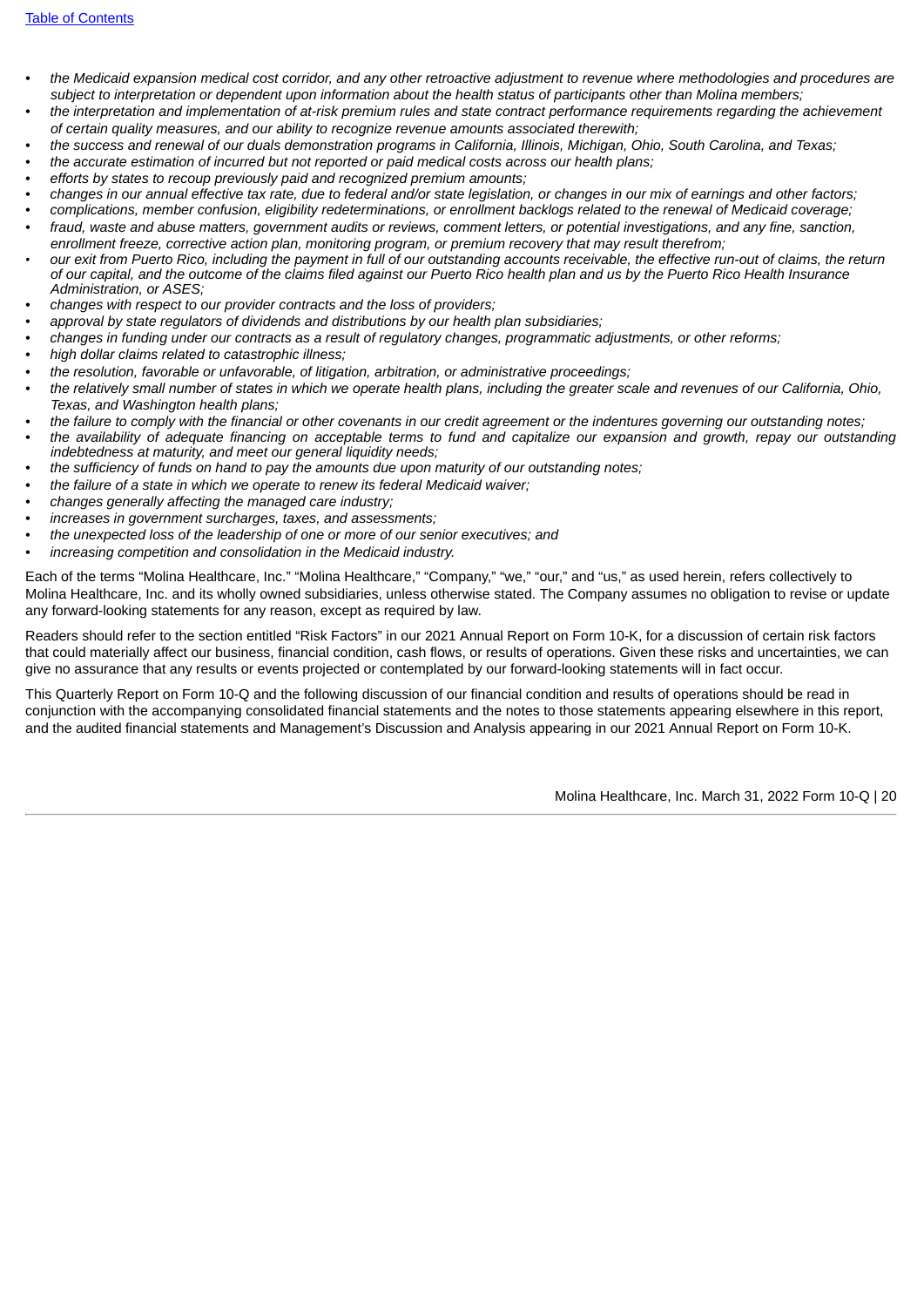- *the Medicaid expansion medical cost corridor, and any other retroactive adjustment to revenue where methodologies and procedures are subject to interpretation or dependent upon information about the health status of participants other than Molina members;*
- *the interpretation and implementation of at-risk premium rules and state contract performance requirements regarding the achievement of certain quality measures, and our ability to recognize revenue amounts associated therewith;*
- *the success and renewal of our duals demonstration programs in California, Illinois, Michigan, Ohio, South Carolina, and Texas;*
- *the accurate estimation of incurred but not reported or paid medical costs across our health plans;*
- *efforts by states to recoup previously paid and recognized premium amounts;*
- *changes in our annual effective tax rate, due to federal and/or state legislation, or changes in our mix of earnings and other factors;*
- *complications, member confusion, eligibility redeterminations, or enrollment backlogs related to the renewal of Medicaid coverage;*
- *fraud, waste and abuse matters, government audits or reviews, comment letters, or potential investigations, and any fine, sanction, enrollment freeze, corrective action plan, monitoring program, or premium recovery that may result therefrom;*
- *our exit from Puerto Rico, including the payment in full of our outstanding accounts receivable, the effective run-out of claims, the return of our capital, and the outcome of the claims filed against our Puerto Rico health plan and us by the Puerto Rico Health Insurance Administration, or ASES;*
- *changes with respect to our provider contracts and the loss of providers;*
- *approval by state regulators of dividends and distributions by our health plan subsidiaries;*
- *changes in funding under our contracts as a result of regulatory changes, programmatic adjustments, or other reforms;*
- *high dollar claims related to catastrophic illness;*
- *the resolution, favorable or unfavorable, of litigation, arbitration, or administrative proceedings;*
- *the relatively small number of states in which we operate health plans, including the greater scale and revenues of our California, Ohio, Texas, and Washington health plans;*
- *the failure to comply with the financial or other covenants in our credit agreement or the indentures governing our outstanding notes;*
- *the availability of adequate financing on acceptable terms to fund and capitalize our expansion and growth, repay our outstanding indebtedness at maturity, and meet our general liquidity needs;*
- *the sufficiency of funds on hand to pay the amounts due upon maturity of our outstanding notes;*
- *the failure of a state in which we operate to renew its federal Medicaid waiver;*
- *changes generally affecting the managed care industry;*
- *increases in government surcharges, taxes, and assessments;*
- *the unexpected loss of the leadership of one or more of our senior executives; and*
- *increasing competition and consolidation in the Medicaid industry.*

Each of the terms "Molina Healthcare, Inc." "Molina Healthcare," "Company," "we," "our," and "us," as used herein, refers collectively to Molina Healthcare, Inc. and its wholly owned subsidiaries, unless otherwise stated. The Company assumes no obligation to revise or update any forward-looking statements for any reason, except as required by law.

Readers should refer to the section entitled "Risk Factors" in our 2021 Annual Report on Form 10-K, for a discussion of certain risk factors that could materially affect our business, financial condition, cash flows, or results of operations. Given these risks and uncertainties, we can give no assurance that any results or events projected or contemplated by our forward-looking statements will in fact occur.

This Quarterly Report on Form 10-Q and the following discussion of our financial condition and results of operations should be read in conjunction with the accompanying consolidated financial statements and the notes to those statements appearing elsewhere in this report, and the audited financial statements and Management's Discussion and Analysis appearing in our 2021 Annual Report on Form 10-K.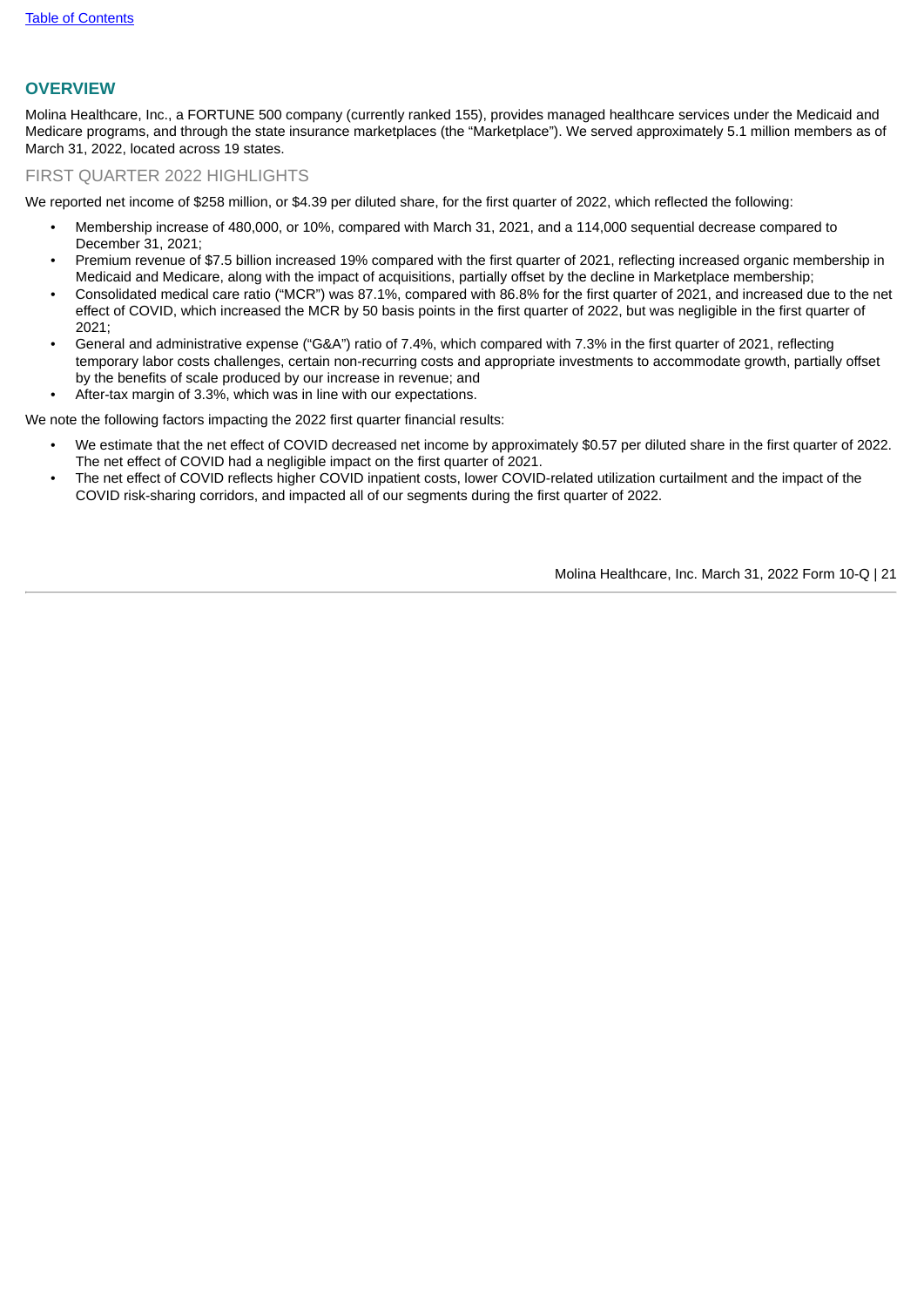## OVERVIEW

Molina Healthcare, Inc., a FORTUNE 500 company (currently ranked 155), provides managed healthcare services under the Medicaid and Medicare programs, and through the state insurance marketplaces (the "Marketplace"). We served approximately 5.1 million members as of March 31, 2022, located across 19 states.

### FIRST QUARTER 2022 HIGHLIGHTS

We reported net income of $258 million, or $4.39 per diluted share, for the first quarter of 2022, which reflected the following:

- Membership increase of 480,000, or 10%, compared with March 31, 2021, and a 114,000 sequential decrease compared to December 31, 2021;
- Premium revenue of $7.5 billion increased 19% compared with the first quarter of 2021, reflecting increased organic membership in Medicaid and Medicare, along with the impact of acquisitions, partially offset by the decline in Marketplace membership;
- Consolidated medical care ratio ("MCR") was 87.1%, compared with 86.8% for the first quarter of 2021, and increased due to the net effect of COVID, which increased the MCR by 50 basis points in the first quarter of 2022, but was negligible in the first quarter of 2021;
- General and administrative expense ("G&A") ratio of 7.4%, which compared with 7.3% in the first quarter of 2021, reflecting temporary labor costs challenges, certain non-recurring costs and appropriate investments to accommodate growth, partially offset by the benefits of scale produced by our increase in revenue; and
- After-tax margin of 3.3%, which was in line with our expectations.

We note the following factors impacting the 2022 first quarter financial results:

- We estimate that the net effect of COVID decreased net income by approximately $0.57 per diluted share in the first quarter of 2022. The net effect of COVID had a negligible impact on the first quarter of 2021.
- The net effect of COVID reflects higher COVID inpatient costs, lower COVID-related utilization curtailment and the impact of the COVID risk-sharing corridors, and impacted all of our segments during the first quarter of 2022.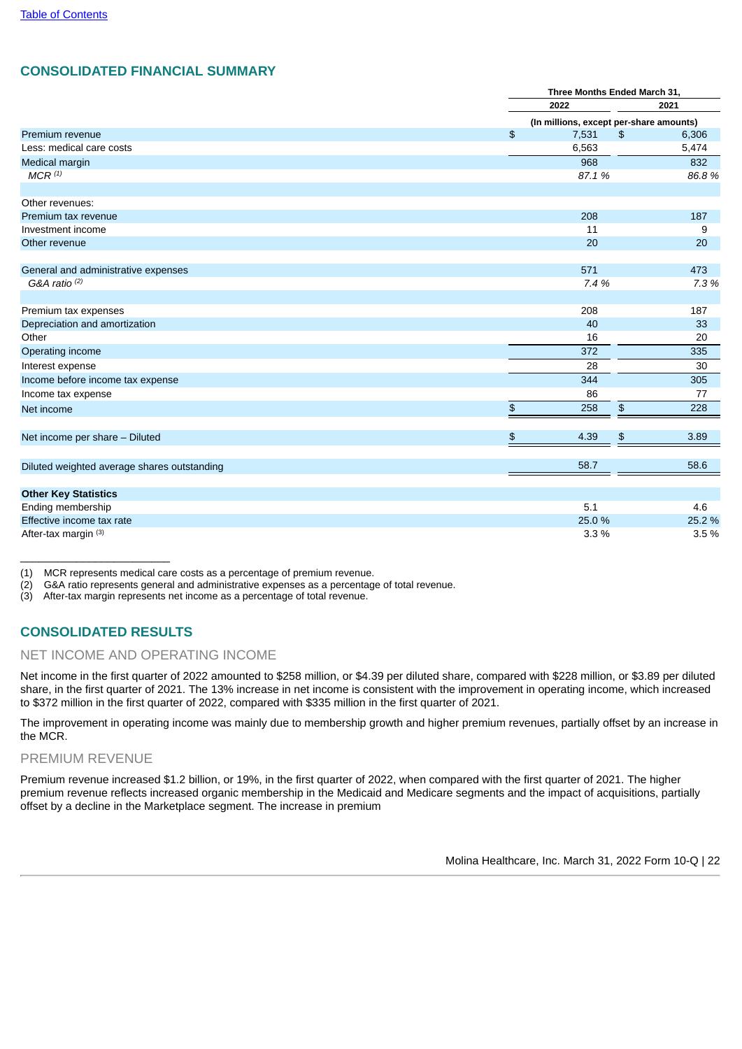## CONSOLIDATED FINANCIAL SUMMARY

| | Three Months Ended March 31, | |
|---|---|---|
| | 2022 | 2021 |
| | (In millions, except per-share amounts) | |
| Premium revenue | $ 7,531 | $ 6,306 |
| Less: medical care costs | 6,563 | 5,474 |
| Medical margin | 968 | 832 |
| *MCR [(1)]* | *87.1 %* | *86.8 %* |
| | | |
| Other revenues: | | |
| Premium tax revenue | 208 | 187 |
| Investment income | 11 | 9 |
| Other revenue | 20 | 20 |
| | | |
| General and administrative expenses | 571 | 473 |
| *G&A ratio [(2)]* | *7.4 %* | *7.3 %* |
| | | |
| Premium tax expenses | 208 | 187 |
| Depreciation and amortization | 40 | 33 |
| Other | 16 | 20 |
| Operating income | 372 | 335 |
| Interest expense | 28 | 30 |
| Income before income tax expense | 344 | 305 |
| Income tax expense | 86 | 77 |
| Net income | $ 258 | $ 228 |
| | | |
| Net income per share – Diluted | $ 4.39 | $ 3.89 |
| | | |
| Diluted weighted average shares outstanding | 58.7 | 58.6 |
| | | |
| **Other Key Statistics** | | |
| Ending membership | 5.1 | 4.6 |
| Effective income tax rate | 25.0 % | 25.2 % |
| After-tax margin [(3)] | 3.3 % | 3.5 % |

______________________

(1) MCR represents medical care costs as a percentage of premium revenue.
(2) G&A ratio represents general and administrative expenses as a percentage of total revenue.
(3) After-tax margin represents net income as a percentage of total revenue.

## CONSOLIDATED RESULTS

### NET INCOME AND OPERATING INCOME

Net income in the first quarter of 2022 amounted to $258 million, or $4.39 per diluted share, compared with $228 million, or $3.89 per diluted share, in the first quarter of 2021. The 13% increase in net income is consistent with the improvement in operating income, which increased to $372 million in the first quarter of 2022, compared with $335 million in the first quarter of 2021.

The improvement in operating income was mainly due to membership growth and higher premium revenues, partially offset by an increase in the MCR.

### PREMIUM REVENUE

Premium revenue increased $1.2 billion, or 19%, in the first quarter of 2022, when compared with the first quarter of 2021. The higher premium revenue reflects increased organic membership in the Medicaid and Medicare segments and the impact of acquisitions, partially offset by a decline in the Marketplace segment. The increase in premium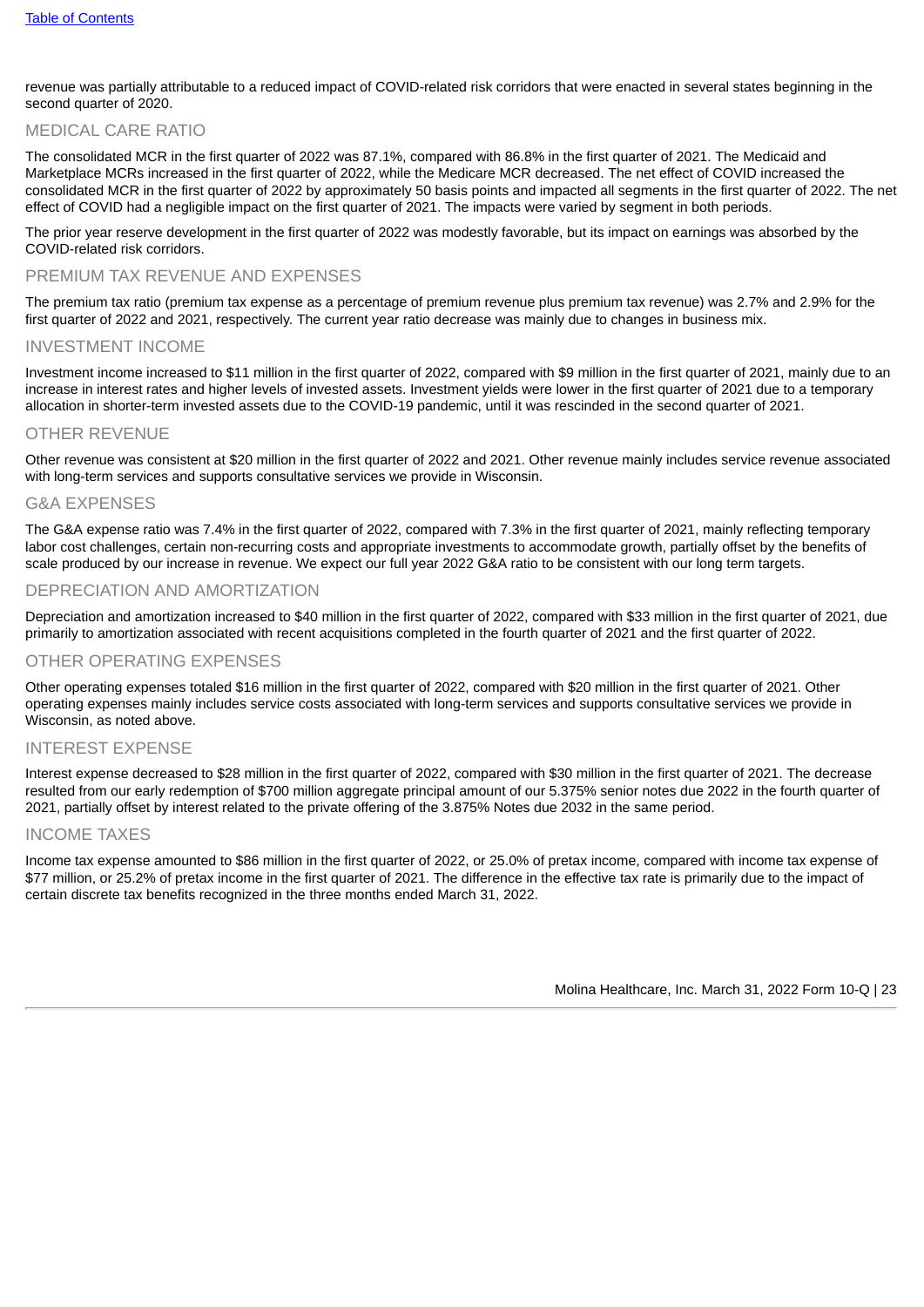revenue was partially attributable to a reduced impact of COVID-related risk corridors that were enacted in several states beginning in the second quarter of 2020.

## MEDICAL CARE RATIO

The consolidated MCR in the first quarter of 2022 was 87.1%, compared with 86.8% in the first quarter of 2021. The Medicaid and Marketplace MCRs increased in the first quarter of 2022, while the Medicare MCR decreased. The net effect of COVID increased the consolidated MCR in the first quarter of 2022 by approximately 50 basis points and impacted all segments in the first quarter of 2022. The net effect of COVID had a negligible impact on the first quarter of 2021. The impacts were varied by segment in both periods.

The prior year reserve development in the first quarter of 2022 was modestly favorable, but its impact on earnings was absorbed by the COVID-related risk corridors.

## PREMIUM TAX REVENUE AND EXPENSES

The premium tax ratio (premium tax expense as a percentage of premium revenue plus premium tax revenue) was 2.7% and 2.9% for the first quarter of 2022 and 2021, respectively. The current year ratio decrease was mainly due to changes in business mix.

## INVESTMENT INCOME

Investment income increased to $11 million in the first quarter of 2022, compared with $9 million in the first quarter of 2021, mainly due to an increase in interest rates and higher levels of invested assets. Investment yields were lower in the first quarter of 2021 due to a temporary allocation in shorter-term invested assets due to the COVID-19 pandemic, until it was rescinded in the second quarter of 2021.

## OTHER REVENUE

Other revenue was consistent at $20 million in the first quarter of 2022 and 2021. Other revenue mainly includes service revenue associated with long-term services and supports consultative services we provide in Wisconsin.

## G&A EXPENSES

The G&A expense ratio was 7.4% in the first quarter of 2022, compared with 7.3% in the first quarter of 2021, mainly reflecting temporary labor cost challenges, certain non-recurring costs and appropriate investments to accommodate growth, partially offset by the benefits of scale produced by our increase in revenue. We expect our full year 2022 G&A ratio to be consistent with our long term targets.

## DEPRECIATION AND AMORTIZATION

Depreciation and amortization increased to $40 million in the first quarter of 2022, compared with $33 million in the first quarter of 2021, due primarily to amortization associated with recent acquisitions completed in the fourth quarter of 2021 and the first quarter of 2022.

## OTHER OPERATING EXPENSES

Other operating expenses totaled $16 million in the first quarter of 2022, compared with $20 million in the first quarter of 2021. Other operating expenses mainly includes service costs associated with long-term services and supports consultative services we provide in Wisconsin, as noted above.

## INTEREST EXPENSE

Interest expense decreased to $28 million in the first quarter of 2022, compared with $30 million in the first quarter of 2021. The decrease resulted from our early redemption of $700 million aggregate principal amount of our 5.375% senior notes due 2022 in the fourth quarter of 2021, partially offset by interest related to the private offering of the 3.875% Notes due 2032 in the same period.

## INCOME TAXES

Income tax expense amounted to $86 million in the first quarter of 2022, or 25.0% of pretax income, compared with income tax expense of $77 million, or 25.2% of pretax income in the first quarter of 2021. The difference in the effective tax rate is primarily due to the impact of certain discrete tax benefits recognized in the three months ended March 31, 2022.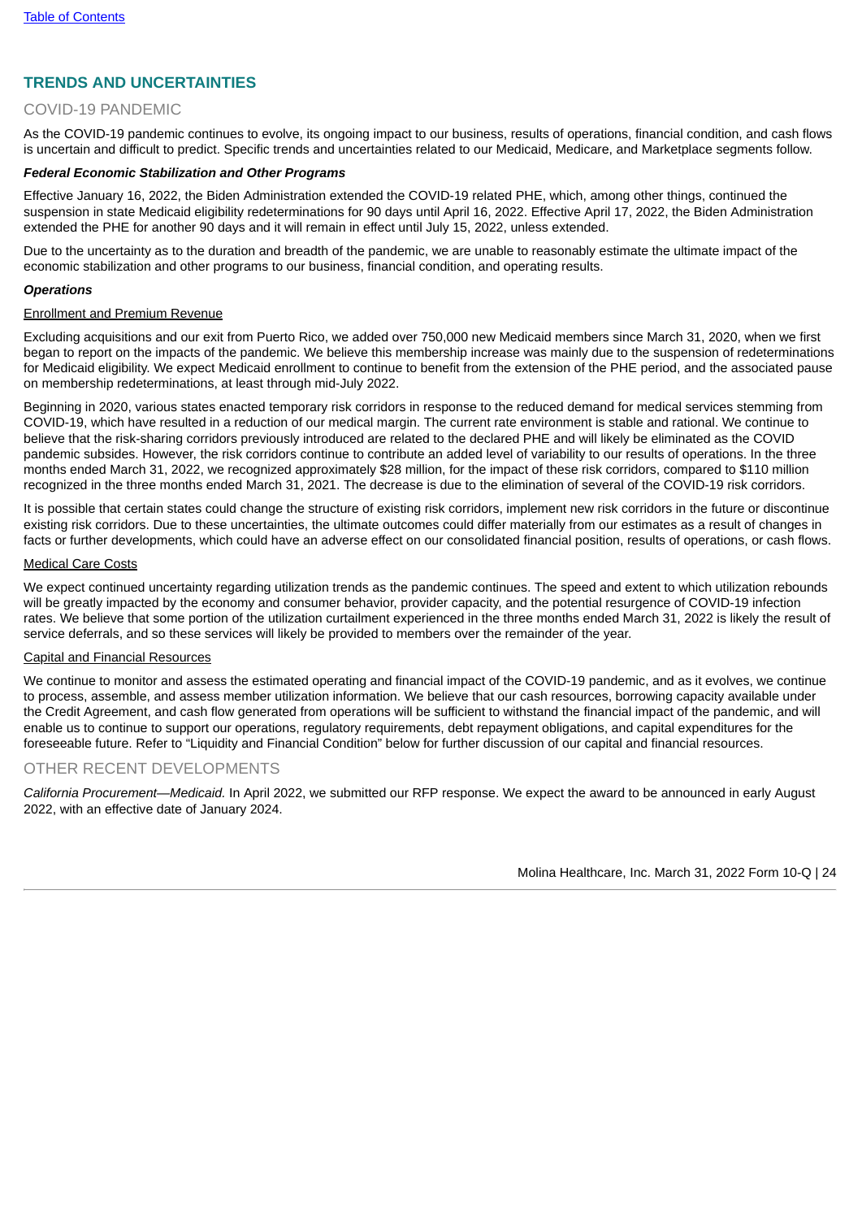## TRENDS AND UNCERTAINTIES

### COVID-19 PANDEMIC

As the COVID-19 pandemic continues to evolve, its ongoing impact to our business, results of operations, financial condition, and cash flows is uncertain and difficult to predict. Specific trends and uncertainties related to our Medicaid, Medicare, and Marketplace segments follow.

***Federal Economic Stabilization and Other Programs***

Effective January 16, 2022, the Biden Administration extended the COVID-19 related PHE, which, among other things, continued the suspension in state Medicaid eligibility redeterminations for 90 days until April 16, 2022. Effective April 17, 2022, the Biden Administration extended the PHE for another 90 days and it will remain in effect until July 15, 2022, unless extended.

Due to the uncertainty as to the duration and breadth of the pandemic, we are unable to reasonably estimate the ultimate impact of the economic stabilization and other programs to our business, financial condition, and operating results.

***Operations***

Enrollment and Premium Revenue

Excluding acquisitions and our exit from Puerto Rico, we added over 750,000 new Medicaid members since March 31, 2020, when we first began to report on the impacts of the pandemic. We believe this membership increase was mainly due to the suspension of redeterminations for Medicaid eligibility. We expect Medicaid enrollment to continue to benefit from the extension of the PHE period, and the associated pause on membership redeterminations, at least through mid-July 2022.

Beginning in 2020, various states enacted temporary risk corridors in response to the reduced demand for medical services stemming from COVID-19, which have resulted in a reduction of our medical margin. The current rate environment is stable and rational. We continue to believe that the risk-sharing corridors previously introduced are related to the declared PHE and will likely be eliminated as the COVID pandemic subsides. However, the risk corridors continue to contribute an added level of variability to our results of operations. In the three months ended March 31, 2022, we recognized approximately $28 million, for the impact of these risk corridors, compared to $110 million recognized in the three months ended March 31, 2021. The decrease is due to the elimination of several of the COVID-19 risk corridors.

It is possible that certain states could change the structure of existing risk corridors, implement new risk corridors in the future or discontinue existing risk corridors. Due to these uncertainties, the ultimate outcomes could differ materially from our estimates as a result of changes in facts or further developments, which could have an adverse effect on our consolidated financial position, results of operations, or cash flows.

Medical Care Costs

We expect continued uncertainty regarding utilization trends as the pandemic continues. The speed and extent to which utilization rebounds will be greatly impacted by the economy and consumer behavior, provider capacity, and the potential resurgence of COVID-19 infection rates. We believe that some portion of the utilization curtailment experienced in the three months ended March 31, 2022 is likely the result of service deferrals, and so these services will likely be provided to members over the remainder of the year.

Capital and Financial Resources

We continue to monitor and assess the estimated operating and financial impact of the COVID-19 pandemic, and as it evolves, we continue to process, assemble, and assess member utilization information. We believe that our cash resources, borrowing capacity available under the Credit Agreement, and cash flow generated from operations will be sufficient to withstand the financial impact of the pandemic, and will enable us to continue to support our operations, regulatory requirements, debt repayment obligations, and capital expenditures for the foreseeable future. Refer to "Liquidity and Financial Condition" below for further discussion of our capital and financial resources.

### OTHER RECENT DEVELOPMENTS

*California Procurement—Medicaid.* In April 2022, we submitted our RFP response. We expect the award to be announced in early August 2022, with an effective date of January 2024.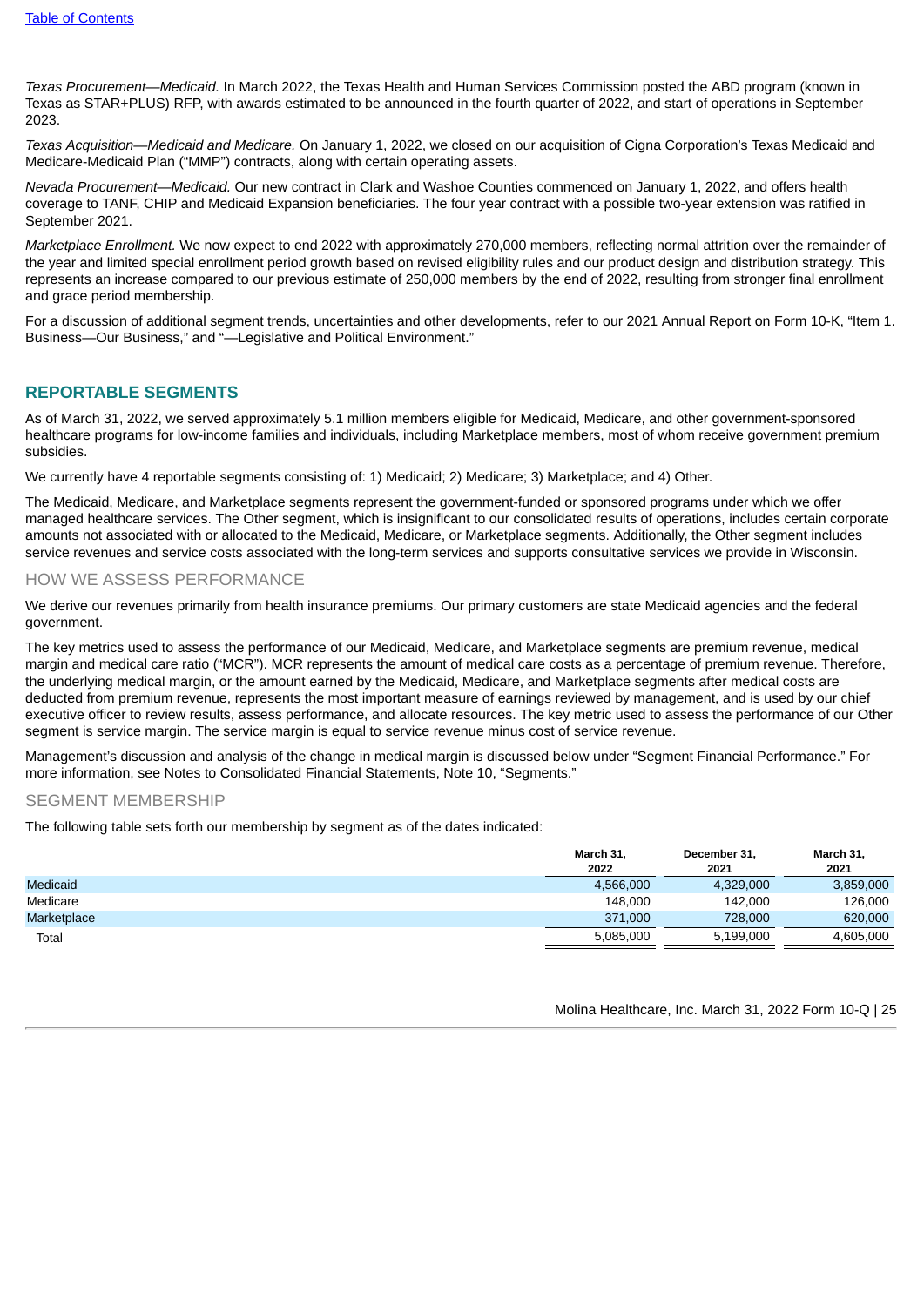*Texas Procurement—Medicaid.* In March 2022, the Texas Health and Human Services Commission posted the ABD program (known in Texas as STAR+PLUS) RFP, with awards estimated to be announced in the fourth quarter of 2022, and start of operations in September 2023.

*Texas Acquisition—Medicaid and Medicare.* On January 1, 2022, we closed on our acquisition of Cigna Corporation's Texas Medicaid and Medicare-Medicaid Plan ("MMP") contracts, along with certain operating assets.

*Nevada Procurement—Medicaid.* Our new contract in Clark and Washoe Counties commenced on January 1, 2022, and offers health coverage to TANF, CHIP and Medicaid Expansion beneficiaries. The four year contract with a possible two-year extension was ratified in September 2021.

*Marketplace Enrollment.* We now expect to end 2022 with approximately 270,000 members, reflecting normal attrition over the remainder of the year and limited special enrollment period growth based on revised eligibility rules and our product design and distribution strategy. This represents an increase compared to our previous estimate of 250,000 members by the end of 2022, resulting from stronger final enrollment and grace period membership.

For a discussion of additional segment trends, uncertainties and other developments, refer to our 2021 Annual Report on Form 10-K, "Item 1. Business—Our Business," and "—Legislative and Political Environment."

## REPORTABLE SEGMENTS

As of March 31, 2022, we served approximately 5.1 million members eligible for Medicaid, Medicare, and other government-sponsored healthcare programs for low-income families and individuals, including Marketplace members, most of whom receive government premium subsidies.

We currently have 4 reportable segments consisting of: 1) Medicaid; 2) Medicare; 3) Marketplace; and 4) Other.

The Medicaid, Medicare, and Marketplace segments represent the government-funded or sponsored programs under which we offer managed healthcare services. The Other segment, which is insignificant to our consolidated results of operations, includes certain corporate amounts not associated with or allocated to the Medicaid, Medicare, or Marketplace segments. Additionally, the Other segment includes service revenues and service costs associated with the long-term services and supports consultative services we provide in Wisconsin.

### HOW WE ASSESS PERFORMANCE

We derive our revenues primarily from health insurance premiums. Our primary customers are state Medicaid agencies and the federal government.

The key metrics used to assess the performance of our Medicaid, Medicare, and Marketplace segments are premium revenue, medical margin and medical care ratio ("MCR"). MCR represents the amount of medical care costs as a percentage of premium revenue. Therefore, the underlying medical margin, or the amount earned by the Medicaid, Medicare, and Marketplace segments after medical costs are deducted from premium revenue, represents the most important measure of earnings reviewed by management, and is used by our chief executive officer to review results, assess performance, and allocate resources. The key metric used to assess the performance of our Other segment is service margin. The service margin is equal to service revenue minus cost of service revenue.

Management's discussion and analysis of the change in medical margin is discussed below under "Segment Financial Performance." For more information, see Notes to Consolidated Financial Statements, Note 10, "Segments."

### SEGMENT MEMBERSHIP

The following table sets forth our membership by segment as of the dates indicated:

| | March 31, 2022 | December 31, 2021 | March 31, 2021 |
|---|---|---|---|
| Medicaid | 4,566,000 | 4,329,000 | 3,859,000 |
| Medicare | 148,000 | 142,000 | 126,000 |
| Marketplace | 371,000 | 728,000 | 620,000 |
| Total | 5,085,000 | 5,199,000 | 4,605,000 |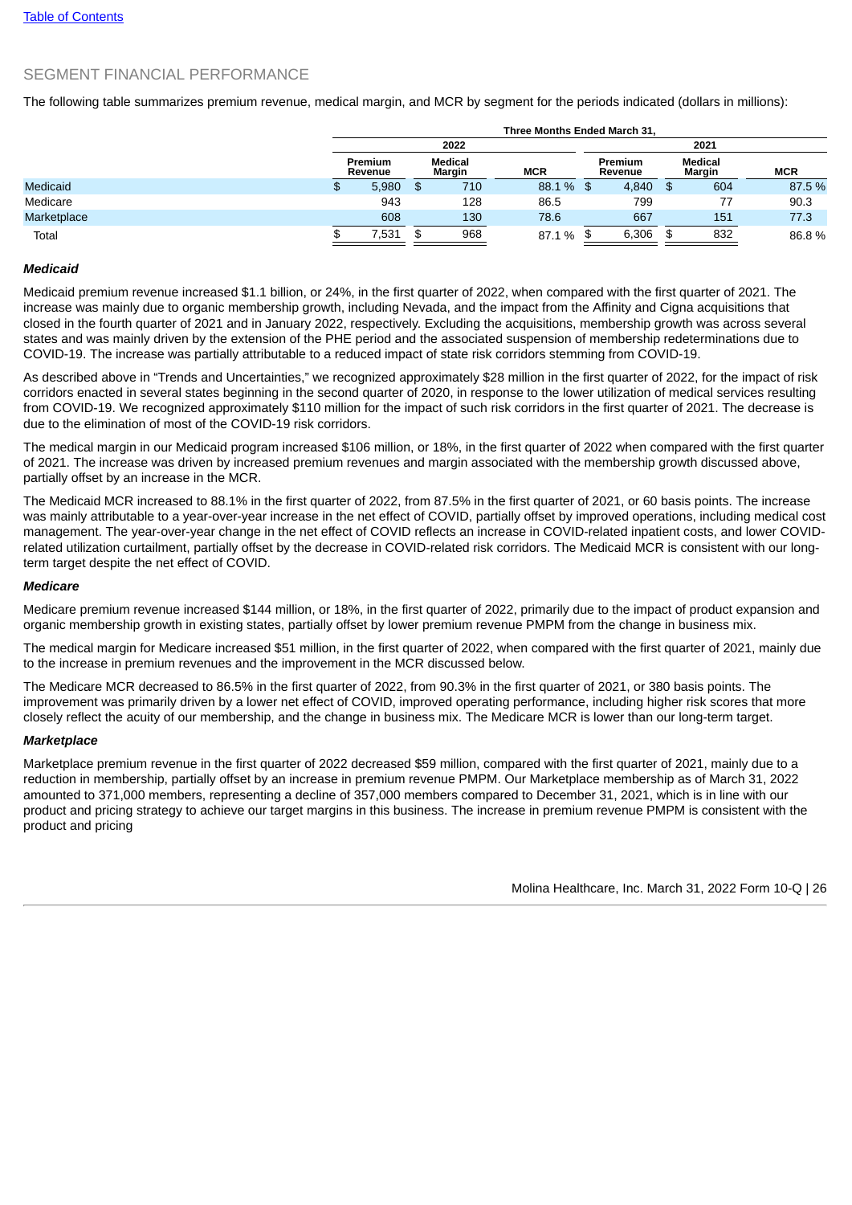Table of Contents

## SEGMENT FINANCIAL PERFORMANCE

The following table summarizes premium revenue, medical margin, and MCR by segment for the periods indicated (dollars in millions):

| | Three Months Ended March 31, | | | | | |
|---|---|---|---|---|---|---|
| | 2022 | | | 2021 | | |
| | Premium Revenue | Medical Margin | MCR | Premium Revenue | Medical Margin | MCR |
| Medicaid | $ 5,980 | $ 710 | 88.1 % | $ 4,840 | $ 604 | 87.5 % |
| Medicare | 943 | 128 | 86.5 | 799 | 77 | 90.3 |
| Marketplace | 608 | 130 | 78.6 | 667 | 151 | 77.3 |
| Total | $ 7,531 | $ 968 | 87.1 % | $ 6,306 | $ 832 | 86.8 % |

### *Medicaid*

Medicaid premium revenue increased $1.1 billion, or 24%, in the first quarter of 2022, when compared with the first quarter of 2021. The increase was mainly due to organic membership growth, including Nevada, and the impact from the Affinity and Cigna acquisitions that closed in the fourth quarter of 2021 and in January 2022, respectively. Excluding the acquisitions, membership growth was across several states and was mainly driven by the extension of the PHE period and the associated suspension of membership redeterminations due to COVID-19. The increase was partially attributable to a reduced impact of state risk corridors stemming from COVID-19.

As described above in "Trends and Uncertainties," we recognized approximately $28 million in the first quarter of 2022, for the impact of risk corridors enacted in several states beginning in the second quarter of 2020, in response to the lower utilization of medical services resulting from COVID-19. We recognized approximately $110 million for the impact of such risk corridors in the first quarter of 2021. The decrease is due to the elimination of most of the COVID-19 risk corridors.

The medical margin in our Medicaid program increased $106 million, or 18%, in the first quarter of 2022 when compared with the first quarter of 2021. The increase was driven by increased premium revenues and margin associated with the membership growth discussed above, partially offset by an increase in the MCR.

The Medicaid MCR increased to 88.1% in the first quarter of 2022, from 87.5% in the first quarter of 2021, or 60 basis points. The increase was mainly attributable to a year-over-year increase in the net effect of COVID, partially offset by improved operations, including medical cost management. The year-over-year change in the net effect of COVID reflects an increase in COVID-related inpatient costs, and lower COVID-related utilization curtailment, partially offset by the decrease in COVID-related risk corridors. The Medicaid MCR is consistent with our long-term target despite the net effect of COVID.

### *Medicare*

Medicare premium revenue increased $144 million, or 18%, in the first quarter of 2022, primarily due to the impact of product expansion and organic membership growth in existing states, partially offset by lower premium revenue PMPM from the change in business mix.

The medical margin for Medicare increased $51 million, in the first quarter of 2022, when compared with the first quarter of 2021, mainly due to the increase in premium revenues and the improvement in the MCR discussed below.

The Medicare MCR decreased to 86.5% in the first quarter of 2022, from 90.3% in the first quarter of 2021, or 380 basis points. The improvement was primarily driven by a lower net effect of COVID, improved operating performance, including higher risk scores that more closely reflect the acuity of our membership, and the change in business mix. The Medicare MCR is lower than our long-term target.

### *Marketplace*

Marketplace premium revenue in the first quarter of 2022 decreased $59 million, compared with the first quarter of 2021, mainly due to a reduction in membership, partially offset by an increase in premium revenue PMPM. Our Marketplace membership as of March 31, 2022 amounted to 371,000 members, representing a decline of 357,000 members compared to December 31, 2021, which is in line with our product and pricing strategy to achieve our target margins in this business. The increase in premium revenue PMPM is consistent with the product and pricing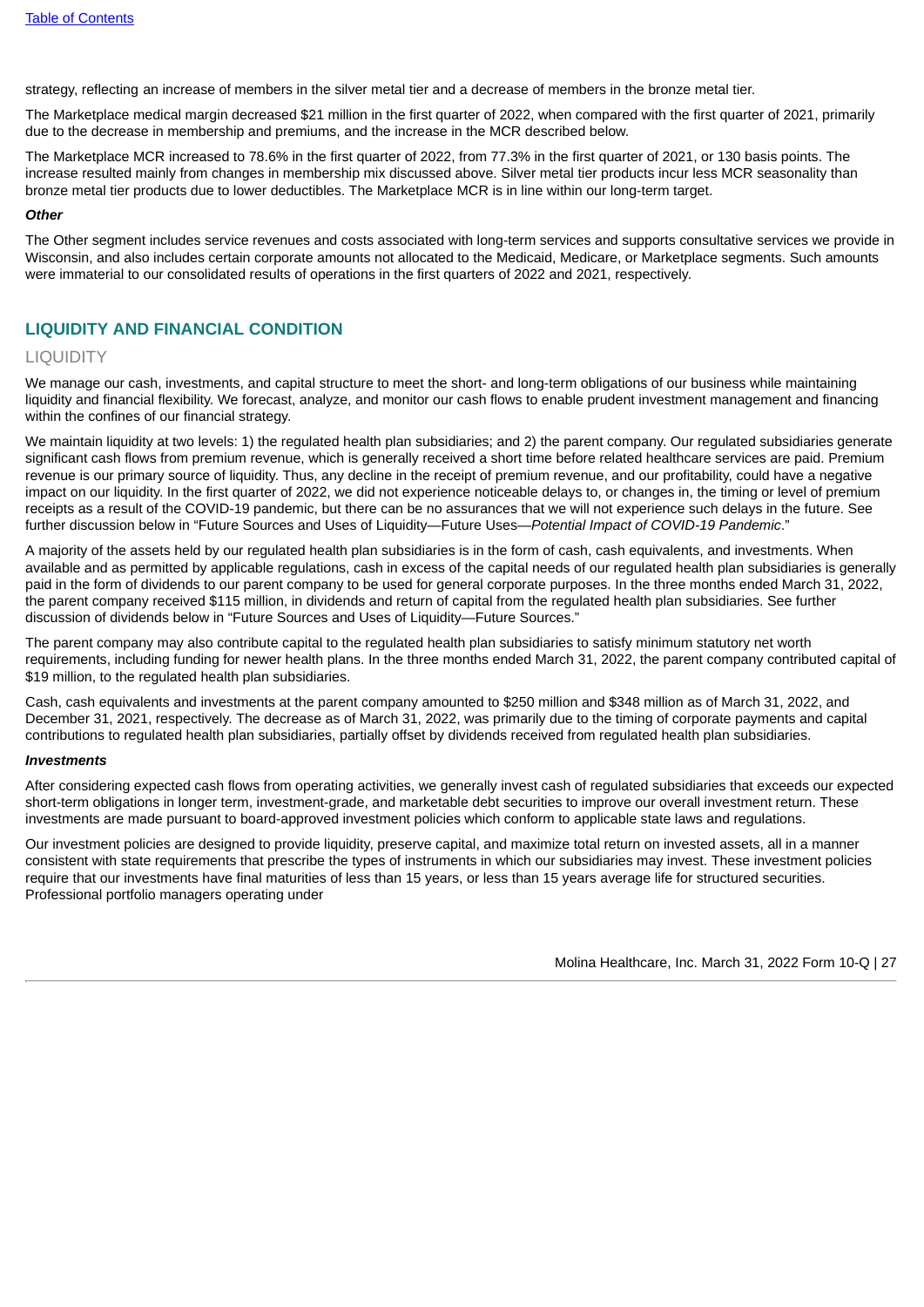strategy, reflecting an increase of members in the silver metal tier and a decrease of members in the bronze metal tier.

The Marketplace medical margin decreased $21 million in the first quarter of 2022, when compared with the first quarter of 2021, primarily due to the decrease in membership and premiums, and the increase in the MCR described below.

The Marketplace MCR increased to 78.6% in the first quarter of 2022, from 77.3% in the first quarter of 2021, or 130 basis points. The increase resulted mainly from changes in membership mix discussed above. Silver metal tier products incur less MCR seasonality than bronze metal tier products due to lower deductibles. The Marketplace MCR is in line within our long-term target.

***Other***

The Other segment includes service revenues and costs associated with long-term services and supports consultative services we provide in Wisconsin, and also includes certain corporate amounts not allocated to the Medicaid, Medicare, or Marketplace segments. Such amounts were immaterial to our consolidated results of operations in the first quarters of 2022 and 2021, respectively.

## LIQUIDITY AND FINANCIAL CONDITION

### LIQUIDITY

We manage our cash, investments, and capital structure to meet the short- and long-term obligations of our business while maintaining liquidity and financial flexibility. We forecast, analyze, and monitor our cash flows to enable prudent investment management and financing within the confines of our financial strategy.

We maintain liquidity at two levels: 1) the regulated health plan subsidiaries; and 2) the parent company. Our regulated subsidiaries generate significant cash flows from premium revenue, which is generally received a short time before related healthcare services are paid. Premium revenue is our primary source of liquidity. Thus, any decline in the receipt of premium revenue, and our profitability, could have a negative impact on our liquidity. In the first quarter of 2022, we did not experience noticeable delays to, or changes in, the timing or level of premium receipts as a result of the COVID-19 pandemic, but there can be no assurances that we will not experience such delays in the future. See further discussion below in "Future Sources and Uses of Liquidity—Future Uses—*Potential Impact of COVID-19 Pandemic*."

A majority of the assets held by our regulated health plan subsidiaries is in the form of cash, cash equivalents, and investments. When available and as permitted by applicable regulations, cash in excess of the capital needs of our regulated health plan subsidiaries is generally paid in the form of dividends to our parent company to be used for general corporate purposes. In the three months ended March 31, 2022, the parent company received $115 million, in dividends and return of capital from the regulated health plan subsidiaries. See further discussion of dividends below in "Future Sources and Uses of Liquidity—Future Sources."

The parent company may also contribute capital to the regulated health plan subsidiaries to satisfy minimum statutory net worth requirements, including funding for newer health plans. In the three months ended March 31, 2022, the parent company contributed capital of $19 million, to the regulated health plan subsidiaries.

Cash, cash equivalents and investments at the parent company amounted to $250 million and $348 million as of March 31, 2022, and December 31, 2021, respectively. The decrease as of March 31, 2022, was primarily due to the timing of corporate payments and capital contributions to regulated health plan subsidiaries, partially offset by dividends received from regulated health plan subsidiaries.

***Investments***

After considering expected cash flows from operating activities, we generally invest cash of regulated subsidiaries that exceeds our expected short-term obligations in longer term, investment-grade, and marketable debt securities to improve our overall investment return. These investments are made pursuant to board-approved investment policies which conform to applicable state laws and regulations.

Our investment policies are designed to provide liquidity, preserve capital, and maximize total return on invested assets, all in a manner consistent with state requirements that prescribe the types of instruments in which our subsidiaries may invest. These investment policies require that our investments have final maturities of less than 15 years, or less than 15 years average life for structured securities. Professional portfolio managers operating under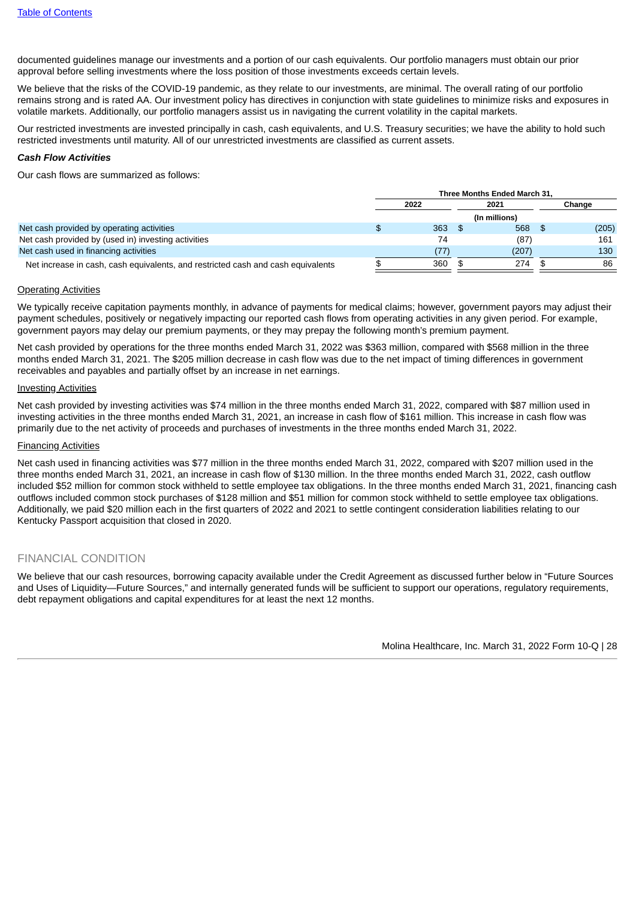documented guidelines manage our investments and a portion of our cash equivalents. Our portfolio managers must obtain our prior approval before selling investments where the loss position of those investments exceeds certain levels.

We believe that the risks of the COVID-19 pandemic, as they relate to our investments, are minimal. The overall rating of our portfolio remains strong and is rated AA. Our investment policy has directives in conjunction with state guidelines to minimize risks and exposures in volatile markets. Additionally, our portfolio managers assist us in navigating the current volatility in the capital markets.

Our restricted investments are invested principally in cash, cash equivalents, and U.S. Treasury securities; we have the ability to hold such restricted investments until maturity. All of our unrestricted investments are classified as current assets.

***Cash Flow Activities***

Our cash flows are summarized as follows:

| | Three Months Ended March 31, | | |
|---|---|---|---|
| | 2022 | 2021 | Change |
| | (In millions) | | |
| Net cash provided by operating activities | $ 363 | $ 568 | $ (205) |
| Net cash provided by (used in) investing activities | 74 | (87) | 161 |
| Net cash used in financing activities | (77) | (207) | 130 |
| Net increase in cash, cash equivalents, and restricted cash and cash equivalents | $ 360 | $ 274 | $ 86 |

Operating Activities

We typically receive capitation payments monthly, in advance of payments for medical claims; however, government payors may adjust their payment schedules, positively or negatively impacting our reported cash flows from operating activities in any given period. For example, government payors may delay our premium payments, or they may prepay the following month's premium payment.

Net cash provided by operations for the three months ended March 31, 2022 was $363 million, compared with $568 million in the three months ended March 31, 2021. The $205 million decrease in cash flow was due to the net impact of timing differences in government receivables and payables and partially offset by an increase in net earnings.

Investing Activities

Net cash provided by investing activities was $74 million in the three months ended March 31, 2022, compared with $87 million used in investing activities in the three months ended March 31, 2021, an increase in cash flow of $161 million. This increase in cash flow was primarily due to the net activity of proceeds and purchases of investments in the three months ended March 31, 2022.

Financing Activities

Net cash used in financing activities was $77 million in the three months ended March 31, 2022, compared with $207 million used in the three months ended March 31, 2021, an increase in cash flow of $130 million. In the three months ended March 31, 2022, cash outflow included $52 million for common stock withheld to settle employee tax obligations. In the three months ended March 31, 2021, financing cash outflows included common stock purchases of $128 million and $51 million for common stock withheld to settle employee tax obligations. Additionally, we paid $20 million each in the first quarters of 2022 and 2021 to settle contingent consideration liabilities relating to our Kentucky Passport acquisition that closed in 2020.

## FINANCIAL CONDITION

We believe that our cash resources, borrowing capacity available under the Credit Agreement as discussed further below in "Future Sources and Uses of Liquidity—Future Sources," and internally generated funds will be sufficient to support our operations, regulatory requirements, debt repayment obligations and capital expenditures for at least the next 12 months.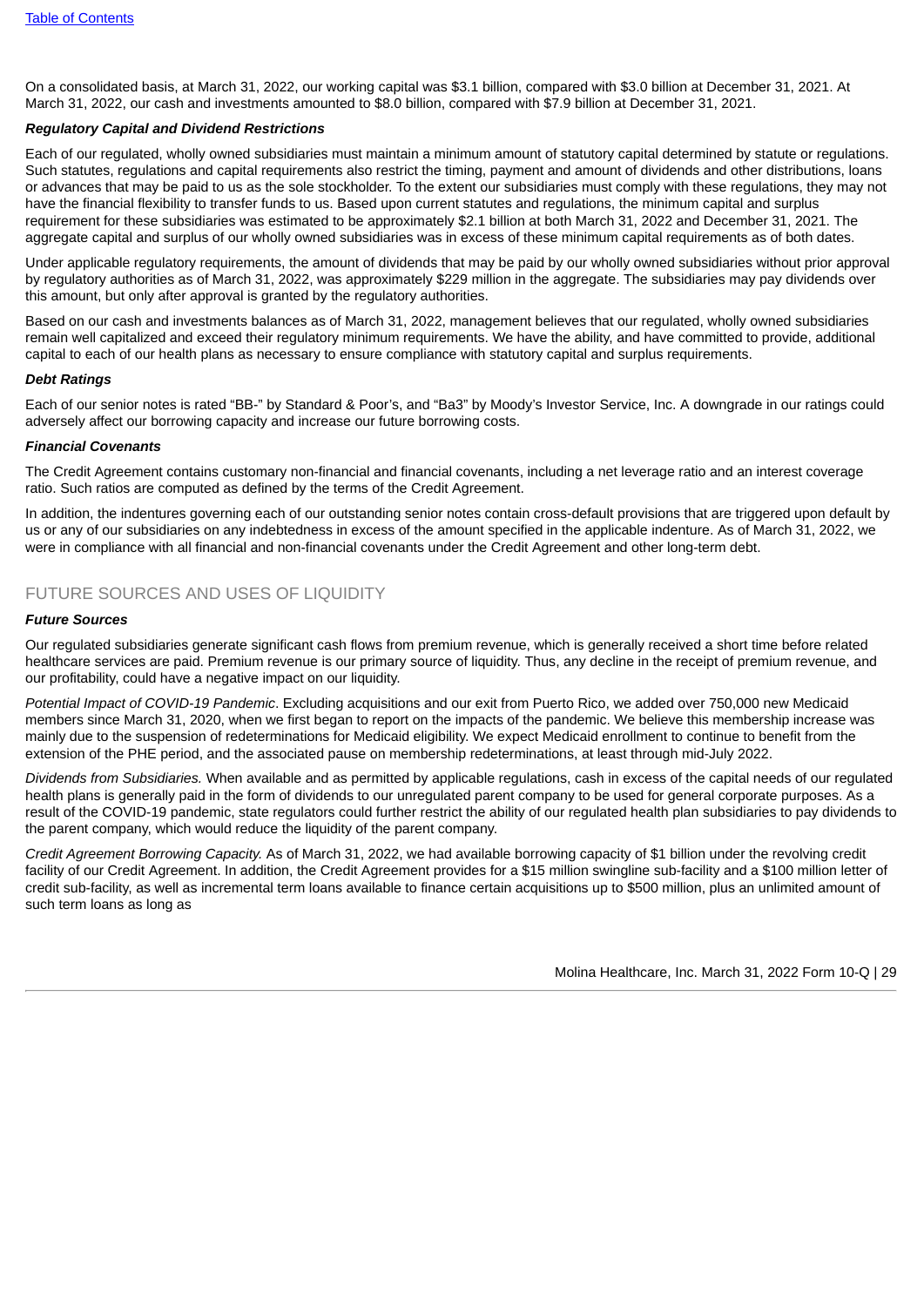On a consolidated basis, at March 31, 2022, our working capital was $3.1 billion, compared with $3.0 billion at December 31, 2021. At March 31, 2022, our cash and investments amounted to $8.0 billion, compared with $7.9 billion at December 31, 2021.

***Regulatory Capital and Dividend Restrictions***

Each of our regulated, wholly owned subsidiaries must maintain a minimum amount of statutory capital determined by statute or regulations. Such statutes, regulations and capital requirements also restrict the timing, payment and amount of dividends and other distributions, loans or advances that may be paid to us as the sole stockholder. To the extent our subsidiaries must comply with these regulations, they may not have the financial flexibility to transfer funds to us. Based upon current statutes and regulations, the minimum capital and surplus requirement for these subsidiaries was estimated to be approximately $2.1 billion at both March 31, 2022 and December 31, 2021. The aggregate capital and surplus of our wholly owned subsidiaries was in excess of these minimum capital requirements as of both dates.

Under applicable regulatory requirements, the amount of dividends that may be paid by our wholly owned subsidiaries without prior approval by regulatory authorities as of March 31, 2022, was approximately $229 million in the aggregate. The subsidiaries may pay dividends over this amount, but only after approval is granted by the regulatory authorities.

Based on our cash and investments balances as of March 31, 2022, management believes that our regulated, wholly owned subsidiaries remain well capitalized and exceed their regulatory minimum requirements. We have the ability, and have committed to provide, additional capital to each of our health plans as necessary to ensure compliance with statutory capital and surplus requirements.

***Debt Ratings***

Each of our senior notes is rated "BB-" by Standard & Poor's, and "Ba3" by Moody's Investor Service, Inc. A downgrade in our ratings could adversely affect our borrowing capacity and increase our future borrowing costs.

***Financial Covenants***

The Credit Agreement contains customary non-financial and financial covenants, including a net leverage ratio and an interest coverage ratio. Such ratios are computed as defined by the terms of the Credit Agreement.

In addition, the indentures governing each of our outstanding senior notes contain cross-default provisions that are triggered upon default by us or any of our subsidiaries on any indebtedness in excess of the amount specified in the applicable indenture. As of March 31, 2022, we were in compliance with all financial and non-financial covenants under the Credit Agreement and other long-term debt.

## FUTURE SOURCES AND USES OF LIQUIDITY

***Future Sources***

Our regulated subsidiaries generate significant cash flows from premium revenue, which is generally received a short time before related healthcare services are paid. Premium revenue is our primary source of liquidity. Thus, any decline in the receipt of premium revenue, and our profitability, could have a negative impact on our liquidity.

*Potential Impact of COVID-19 Pandemic*. Excluding acquisitions and our exit from Puerto Rico, we added over 750,000 new Medicaid members since March 31, 2020, when we first began to report on the impacts of the pandemic. We believe this membership increase was mainly due to the suspension of redeterminations for Medicaid eligibility. We expect Medicaid enrollment to continue to benefit from the extension of the PHE period, and the associated pause on membership redeterminations, at least through mid-July 2022.

*Dividends from Subsidiaries.* When available and as permitted by applicable regulations, cash in excess of the capital needs of our regulated health plans is generally paid in the form of dividends to our unregulated parent company to be used for general corporate purposes. As a result of the COVID-19 pandemic, state regulators could further restrict the ability of our regulated health plan subsidiaries to pay dividends to the parent company, which would reduce the liquidity of the parent company.

*Credit Agreement Borrowing Capacity.* As of March 31, 2022, we had available borrowing capacity of $1 billion under the revolving credit facility of our Credit Agreement. In addition, the Credit Agreement provides for a $15 million swingline sub-facility and a $100 million letter of credit sub-facility, as well as incremental term loans available to finance certain acquisitions up to $500 million, plus an unlimited amount of such term loans as long as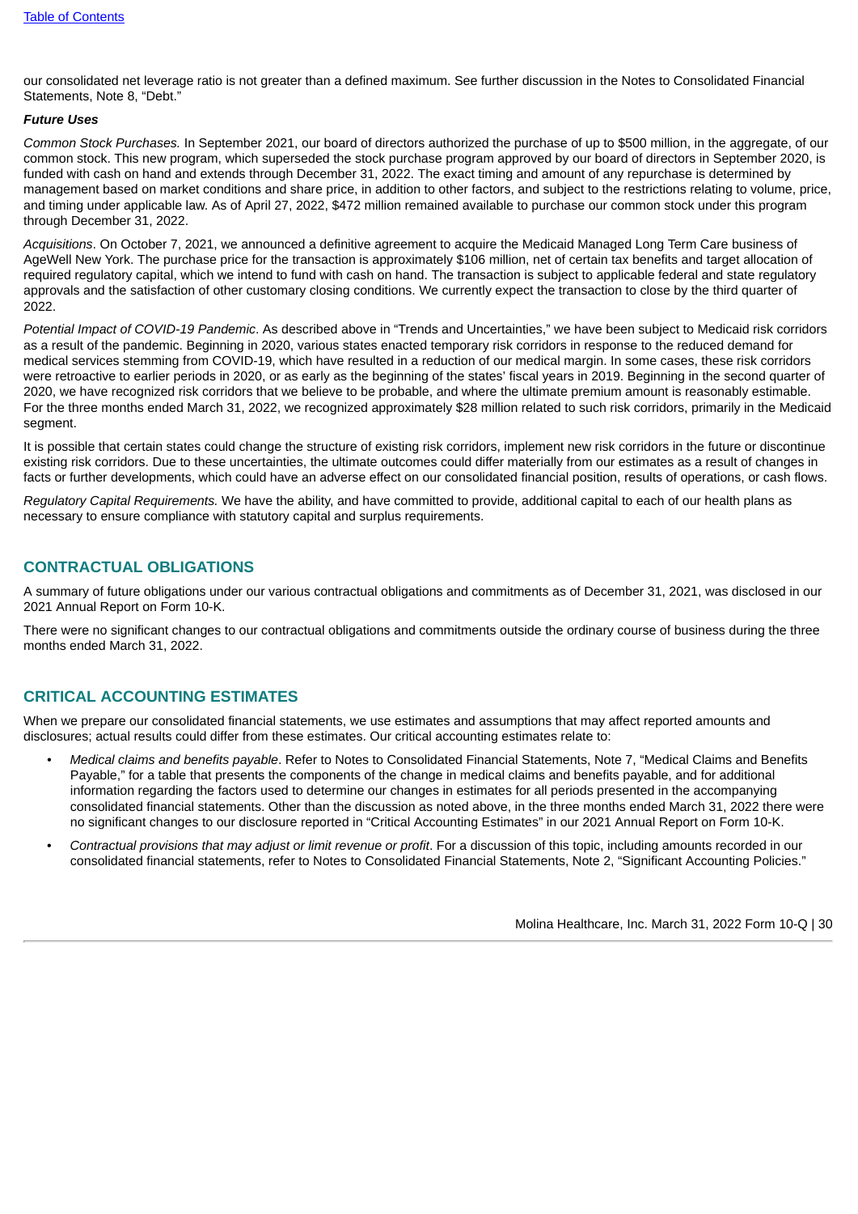our consolidated net leverage ratio is not greater than a defined maximum. See further discussion in the Notes to Consolidated Financial Statements, Note 8, "Debt."

***Future Uses***

*Common Stock Purchases.* In September 2021, our board of directors authorized the purchase of up to $500 million, in the aggregate, of our common stock. This new program, which superseded the stock purchase program approved by our board of directors in September 2020, is funded with cash on hand and extends through December 31, 2022. The exact timing and amount of any repurchase is determined by management based on market conditions and share price, in addition to other factors, and subject to the restrictions relating to volume, price, and timing under applicable law. As of April 27, 2022, $472 million remained available to purchase our common stock under this program through December 31, 2022.

*Acquisitions*. On October 7, 2021, we announced a definitive agreement to acquire the Medicaid Managed Long Term Care business of AgeWell New York. The purchase price for the transaction is approximately $106 million, net of certain tax benefits and target allocation of required regulatory capital, which we intend to fund with cash on hand. The transaction is subject to applicable federal and state regulatory approvals and the satisfaction of other customary closing conditions. We currently expect the transaction to close by the third quarter of 2022.

*Potential Impact of COVID-19 Pandemic*. As described above in "Trends and Uncertainties," we have been subject to Medicaid risk corridors as a result of the pandemic. Beginning in 2020, various states enacted temporary risk corridors in response to the reduced demand for medical services stemming from COVID-19, which have resulted in a reduction of our medical margin. In some cases, these risk corridors were retroactive to earlier periods in 2020, or as early as the beginning of the states' fiscal years in 2019. Beginning in the second quarter of 2020, we have recognized risk corridors that we believe to be probable, and where the ultimate premium amount is reasonably estimable. For the three months ended March 31, 2022, we recognized approximately $28 million related to such risk corridors, primarily in the Medicaid segment.

It is possible that certain states could change the structure of existing risk corridors, implement new risk corridors in the future or discontinue existing risk corridors. Due to these uncertainties, the ultimate outcomes could differ materially from our estimates as a result of changes in facts or further developments, which could have an adverse effect on our consolidated financial position, results of operations, or cash flows.

*Regulatory Capital Requirements.* We have the ability, and have committed to provide, additional capital to each of our health plans as necessary to ensure compliance with statutory capital and surplus requirements.

## CONTRACTUAL OBLIGATIONS

A summary of future obligations under our various contractual obligations and commitments as of December 31, 2021, was disclosed in our 2021 Annual Report on Form 10-K.

There were no significant changes to our contractual obligations and commitments outside the ordinary course of business during the three months ended March 31, 2022.

## CRITICAL ACCOUNTING ESTIMATES

When we prepare our consolidated financial statements, we use estimates and assumptions that may affect reported amounts and disclosures; actual results could differ from these estimates. Our critical accounting estimates relate to:

- *Medical claims and benefits payable*. Refer to Notes to Consolidated Financial Statements, Note 7, "Medical Claims and Benefits Payable," for a table that presents the components of the change in medical claims and benefits payable, and for additional information regarding the factors used to determine our changes in estimates for all periods presented in the accompanying consolidated financial statements. Other than the discussion as noted above, in the three months ended March 31, 2022 there were no significant changes to our disclosure reported in "Critical Accounting Estimates" in our 2021 Annual Report on Form 10-K.
- *Contractual provisions that may adjust or limit revenue or profit*. For a discussion of this topic, including amounts recorded in our consolidated financial statements, refer to Notes to Consolidated Financial Statements, Note 2, "Significant Accounting Policies."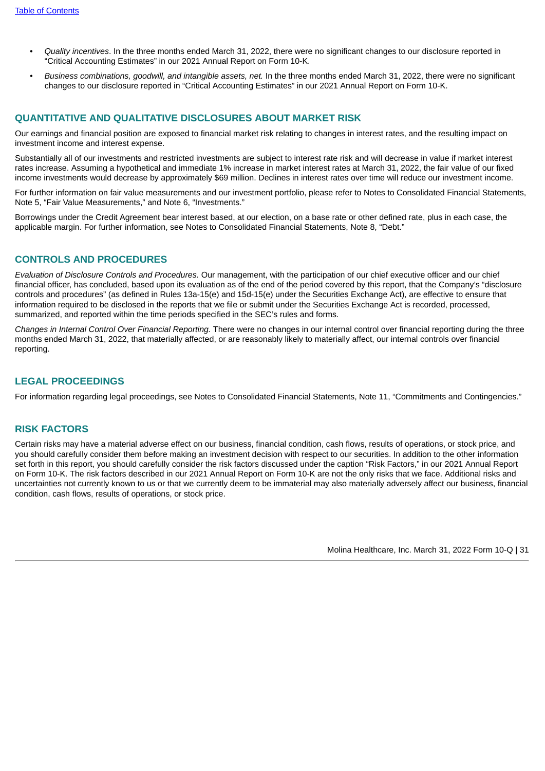- *Quality incentives*. In the three months ended March 31, 2022, there were no significant changes to our disclosure reported in "Critical Accounting Estimates" in our 2021 Annual Report on Form 10-K.
- *Business combinations, goodwill, and intangible assets, net.* In the three months ended March 31, 2022, there were no significant changes to our disclosure reported in "Critical Accounting Estimates" in our 2021 Annual Report on Form 10-K.

## QUANTITATIVE AND QUALITATIVE DISCLOSURES ABOUT MARKET RISK

Our earnings and financial position are exposed to financial market risk relating to changes in interest rates, and the resulting impact on investment income and interest expense.

Substantially all of our investments and restricted investments are subject to interest rate risk and will decrease in value if market interest rates increase. Assuming a hypothetical and immediate 1% increase in market interest rates at March 31, 2022, the fair value of our fixed income investments would decrease by approximately $69 million. Declines in interest rates over time will reduce our investment income.

For further information on fair value measurements and our investment portfolio, please refer to Notes to Consolidated Financial Statements, Note 5, "Fair Value Measurements," and Note 6, "Investments."

Borrowings under the Credit Agreement bear interest based, at our election, on a base rate or other defined rate, plus in each case, the applicable margin. For further information, see Notes to Consolidated Financial Statements, Note 8, "Debt."

## CONTROLS AND PROCEDURES

*Evaluation of Disclosure Controls and Procedures.* Our management, with the participation of our chief executive officer and our chief financial officer, has concluded, based upon its evaluation as of the end of the period covered by this report, that the Company's "disclosure controls and procedures" (as defined in Rules 13a-15(e) and 15d-15(e) under the Securities Exchange Act), are effective to ensure that information required to be disclosed in the reports that we file or submit under the Securities Exchange Act is recorded, processed, summarized, and reported within the time periods specified in the SEC's rules and forms.

*Changes in Internal Control Over Financial Reporting.* There were no changes in our internal control over financial reporting during the three months ended March 31, 2022, that materially affected, or are reasonably likely to materially affect, our internal controls over financial reporting.

## LEGAL PROCEEDINGS

For information regarding legal proceedings, see Notes to Consolidated Financial Statements, Note 11, "Commitments and Contingencies."

## RISK FACTORS

Certain risks may have a material adverse effect on our business, financial condition, cash flows, results of operations, or stock price, and you should carefully consider them before making an investment decision with respect to our securities. In addition to the other information set forth in this report, you should carefully consider the risk factors discussed under the caption "Risk Factors," in our 2021 Annual Report on Form 10-K. The risk factors described in our 2021 Annual Report on Form 10-K are not the only risks that we face. Additional risks and uncertainties not currently known to us or that we currently deem to be immaterial may also materially adversely affect our business, financial condition, cash flows, results of operations, or stock price.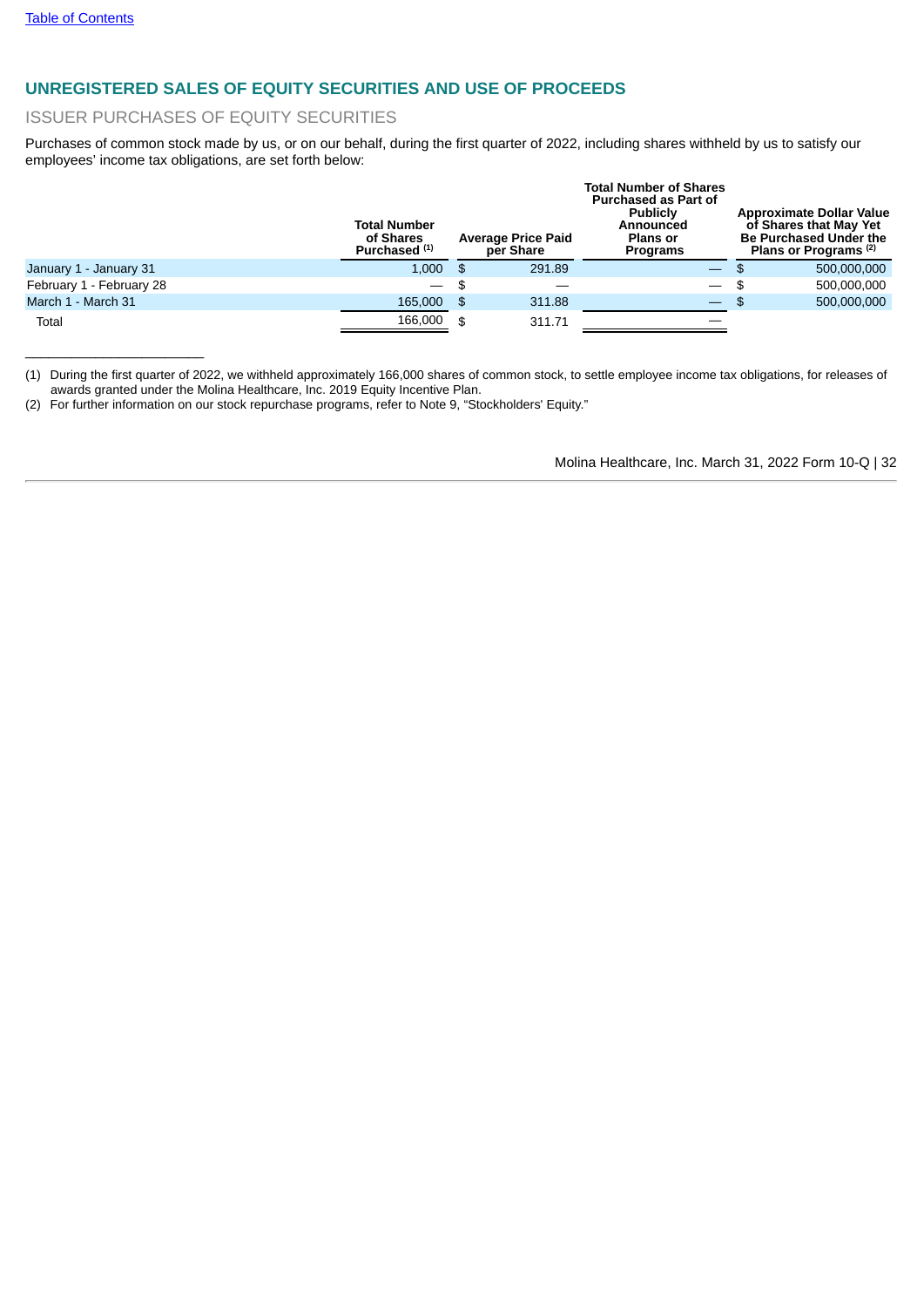## UNREGISTERED SALES OF EQUITY SECURITIES AND USE OF PROCEEDS

### ISSUER PURCHASES OF EQUITY SECURITIES

Purchases of common stock made by us, or on our behalf, during the first quarter of 2022, including shares withheld by us to satisfy our employees' income tax obligations, are set forth below:

| | Total Number of Shares Purchased (1) | Average Price Paid per Share | Total Number of Shares Purchased as Part of Publicly Announced Plans or Programs | Approximate Dollar Value of Shares that May Yet Be Purchased Under the Plans or Programs (2) |
|---|---|---|---|---|
| January 1 - January 31 | 1,000 | $ 291.89 | — | $ 500,000,000 |
| February 1 - February 28 | — | $ — | — | $ 500,000,000 |
| March 1 - March 31 | 165,000 | $ 311.88 | — | $ 500,000,000 |
| Total | 166,000 | $ 311.71 | — | |

______________________

(1) During the first quarter of 2022, we withheld approximately 166,000 shares of common stock, to settle employee income tax obligations, for releases of awards granted under the Molina Healthcare, Inc. 2019 Equity Incentive Plan.

(2) For further information on our stock repurchase programs, refer to Note 9, "Stockholders' Equity."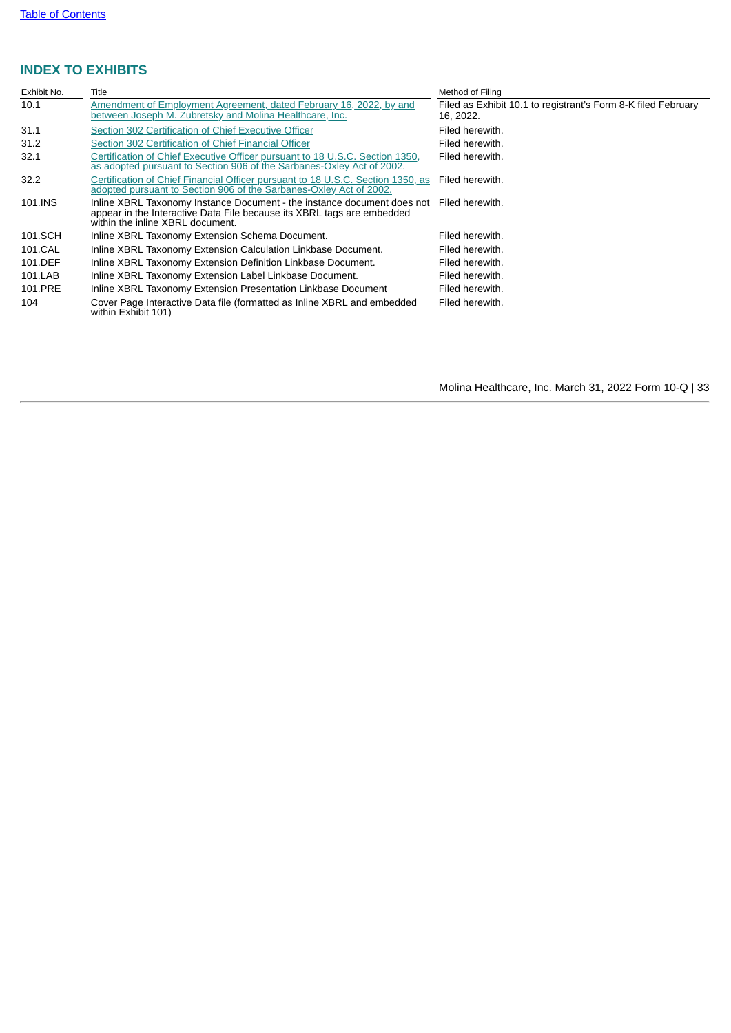[Table of Contents](#)

## INDEX TO EXHIBITS

| Exhibit No. | Title | Method of Filing |
| --- | --- | --- |
| 10.1 | [Amendment of Employment Agreement, dated February 16, 2022, by and between Joseph M. Zubretsky and Molina Healthcare, Inc.](#) | Filed as Exhibit 10.1 to registrant's Form 8-K filed February 16, 2022. |
| 31.1 | [Section 302 Certification of Chief Executive Officer](#) | Filed herewith. |
| 31.2 | [Section 302 Certification of Chief Financial Officer](#) | Filed herewith. |
| 32.1 | [Certification of Chief Executive Officer pursuant to 18 U.S.C. Section 1350, as adopted pursuant to Section 906 of the Sarbanes-Oxley Act of 2002.](#) | Filed herewith. |
| 32.2 | [Certification of Chief Financial Officer pursuant to 18 U.S.C. Section 1350, as adopted pursuant to Section 906 of the Sarbanes-Oxley Act of 2002.](#) | Filed herewith. |
| 101.INS | Inline XBRL Taxonomy Instance Document - the instance document does not appear in the Interactive Data File because its XBRL tags are embedded within the inline XBRL document. | Filed herewith. |
| 101.SCH | Inline XBRL Taxonomy Extension Schema Document. | Filed herewith. |
| 101.CAL | Inline XBRL Taxonomy Extension Calculation Linkbase Document. | Filed herewith. |
| 101.DEF | Inline XBRL Taxonomy Extension Definition Linkbase Document. | Filed herewith. |
| 101.LAB | Inline XBRL Taxonomy Extension Label Linkbase Document. | Filed herewith. |
| 101.PRE | Inline XBRL Taxonomy Extension Presentation Linkbase Document | Filed herewith. |
| 104 | Cover Page Interactive Data file (formatted as Inline XBRL and embedded within Exhibit 101) | Filed herewith. |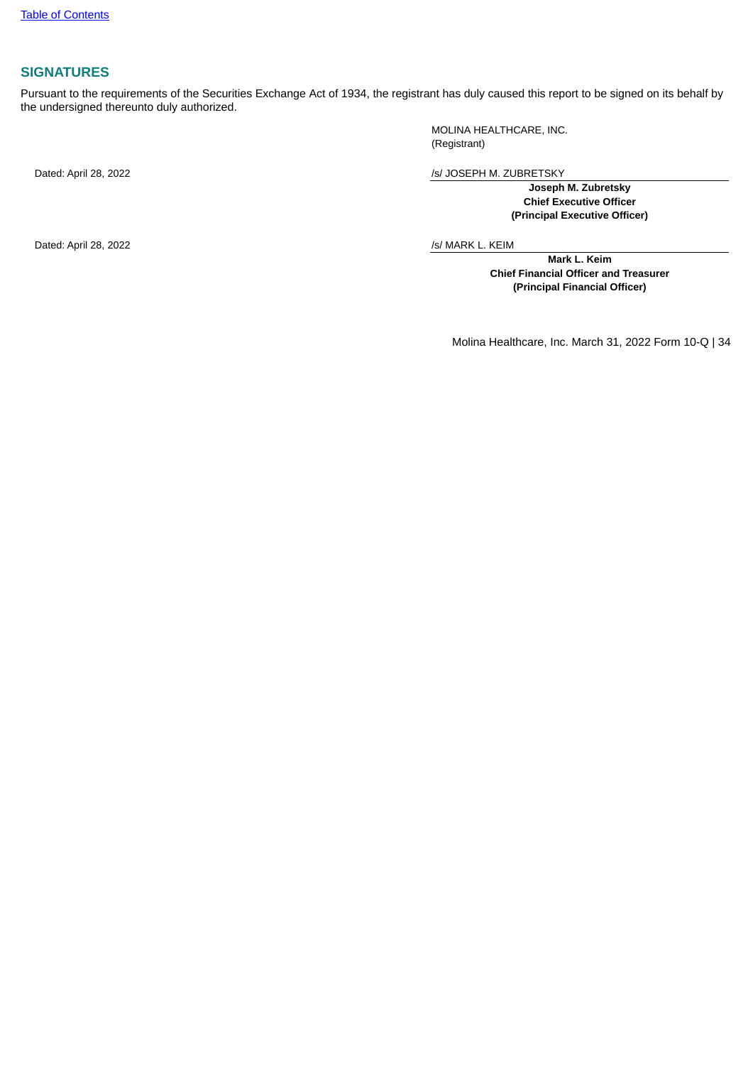## SIGNATURES

Pursuant to the requirements of the Securities Exchange Act of 1934, the registrant has duly caused this report to be signed on its behalf by the undersigned thereunto duly authorized.

MOLINA HEALTHCARE, INC.
(Registrant)

Dated: April 28, 2022

/s/ JOSEPH M. ZUBRETSKY

**Joseph M. Zubretsky**
**Chief Executive Officer**
**(Principal Executive Officer)**

Dated: April 28, 2022

/s/ MARK L. KEIM

**Mark L. Keim**
**Chief Financial Officer and Treasurer**
**(Principal Financial Officer)**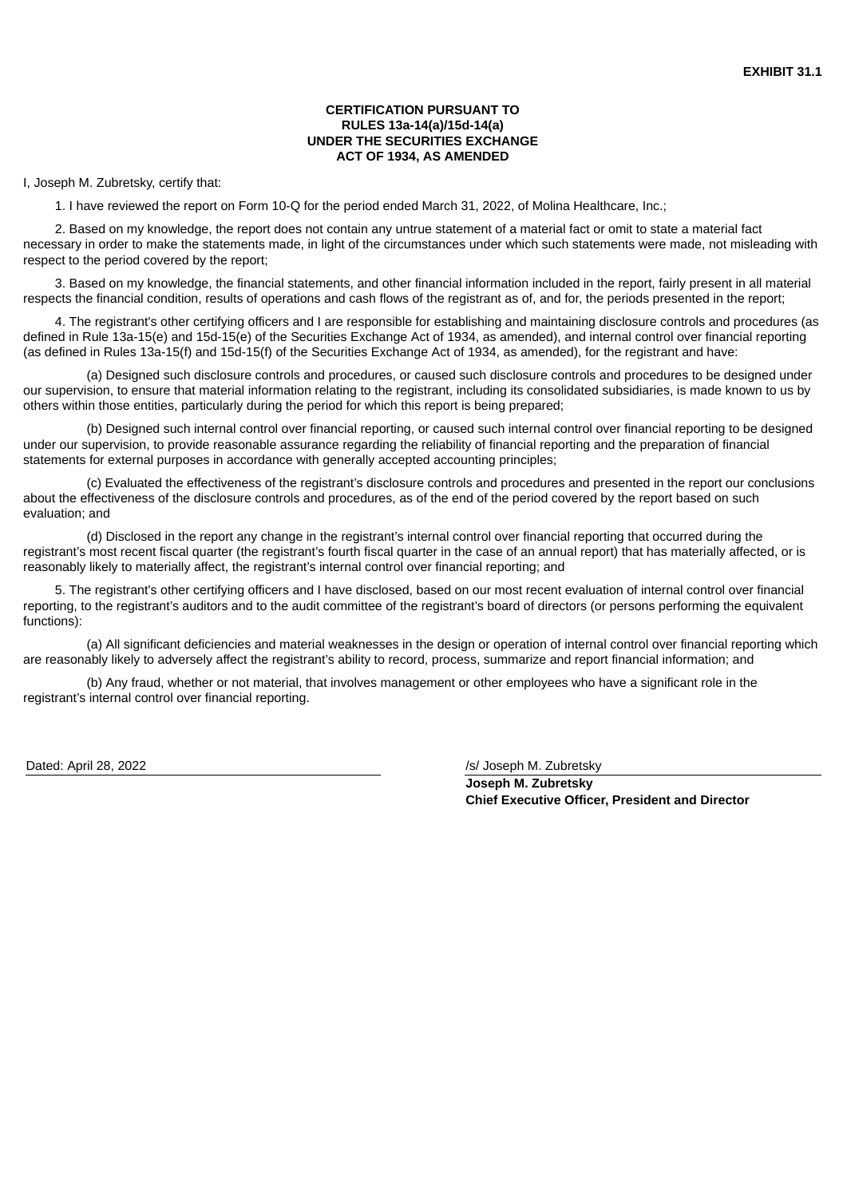**EXHIBIT 31.1**

**CERTIFICATION PURSUANT TO**
**RULES 13a-14(a)/15d-14(a)**
**UNDER THE SECURITIES EXCHANGE**
**ACT OF 1934, AS AMENDED**

I, Joseph M. Zubretsky, certify that:

1. I have reviewed the report on Form 10-Q for the period ended March 31, 2022, of Molina Healthcare, Inc.;

2. Based on my knowledge, the report does not contain any untrue statement of a material fact or omit to state a material fact necessary in order to make the statements made, in light of the circumstances under which such statements were made, not misleading with respect to the period covered by the report;

3. Based on my knowledge, the financial statements, and other financial information included in the report, fairly present in all material respects the financial condition, results of operations and cash flows of the registrant as of, and for, the periods presented in the report;

4. The registrant's other certifying officers and I are responsible for establishing and maintaining disclosure controls and procedures (as defined in Rule 13a-15(e) and 15d-15(e) of the Securities Exchange Act of 1934, as amended), and internal control over financial reporting (as defined in Rules 13a-15(f) and 15d-15(f) of the Securities Exchange Act of 1934, as amended), for the registrant and have:

(a) Designed such disclosure controls and procedures, or caused such disclosure controls and procedures to be designed under our supervision, to ensure that material information relating to the registrant, including its consolidated subsidiaries, is made known to us by others within those entities, particularly during the period for which this report is being prepared;

(b) Designed such internal control over financial reporting, or caused such internal control over financial reporting to be designed under our supervision, to provide reasonable assurance regarding the reliability of financial reporting and the preparation of financial statements for external purposes in accordance with generally accepted accounting principles;

(c) Evaluated the effectiveness of the registrant's disclosure controls and procedures and presented in the report our conclusions about the effectiveness of the disclosure controls and procedures, as of the end of the period covered by the report based on such evaluation; and

(d) Disclosed in the report any change in the registrant's internal control over financial reporting that occurred during the registrant's most recent fiscal quarter (the registrant's fourth fiscal quarter in the case of an annual report) that has materially affected, or is reasonably likely to materially affect, the registrant's internal control over financial reporting; and

5. The registrant's other certifying officers and I have disclosed, based on our most recent evaluation of internal control over financial reporting, to the registrant's auditors and to the audit committee of the registrant's board of directors (or persons performing the equivalent functions):

(a) All significant deficiencies and material weaknesses in the design or operation of internal control over financial reporting which are reasonably likely to adversely affect the registrant's ability to record, process, summarize and report financial information; and

(b) Any fraud, whether or not material, that involves management or other employees who have a significant role in the registrant's internal control over financial reporting.

| Dated: April 28, 2022 | /s/ Joseph M. Zubretsky |
|---|---|
| | **Joseph M. Zubretsky** |
| | **Chief Executive Officer, President and Director** |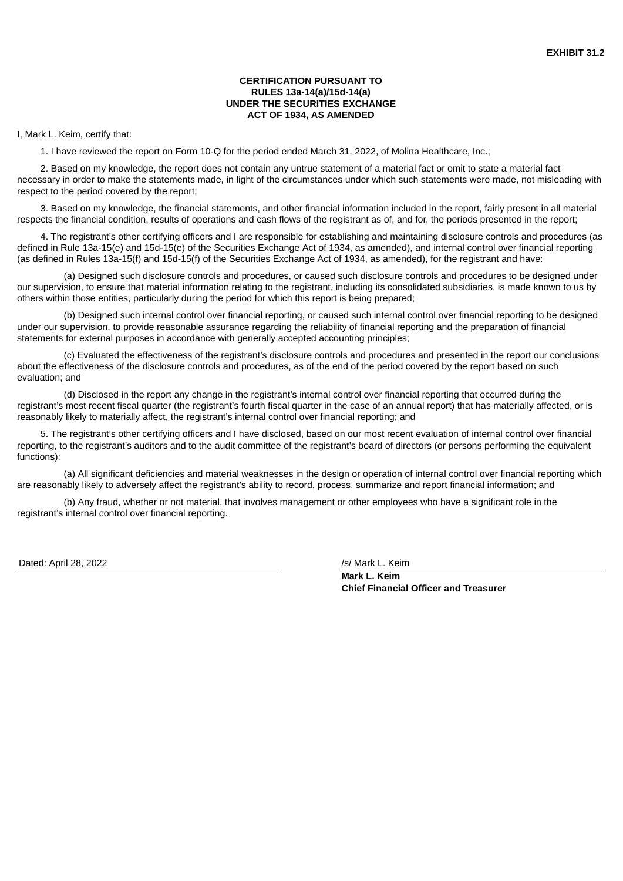**EXHIBIT 31.2**

**CERTIFICATION PURSUANT TO
RULES 13a-14(a)/15d-14(a)
UNDER THE SECURITIES EXCHANGE
ACT OF 1934, AS AMENDED**

I, Mark L. Keim, certify that:

1. I have reviewed the report on Form 10-Q for the period ended March 31, 2022, of Molina Healthcare, Inc.;

2. Based on my knowledge, the report does not contain any untrue statement of a material fact or omit to state a material fact necessary in order to make the statements made, in light of the circumstances under which such statements were made, not misleading with respect to the period covered by the report;

3. Based on my knowledge, the financial statements, and other financial information included in the report, fairly present in all material respects the financial condition, results of operations and cash flows of the registrant as of, and for, the periods presented in the report;

4. The registrant's other certifying officers and I are responsible for establishing and maintaining disclosure controls and procedures (as defined in Rule 13a-15(e) and 15d-15(e) of the Securities Exchange Act of 1934, as amended), and internal control over financial reporting (as defined in Rules 13a-15(f) and 15d-15(f) of the Securities Exchange Act of 1934, as amended), for the registrant and have:

(a) Designed such disclosure controls and procedures, or caused such disclosure controls and procedures to be designed under our supervision, to ensure that material information relating to the registrant, including its consolidated subsidiaries, is made known to us by others within those entities, particularly during the period for which this report is being prepared;

(b) Designed such internal control over financial reporting, or caused such internal control over financial reporting to be designed under our supervision, to provide reasonable assurance regarding the reliability of financial reporting and the preparation of financial statements for external purposes in accordance with generally accepted accounting principles;

(c) Evaluated the effectiveness of the registrant's disclosure controls and procedures and presented in the report our conclusions about the effectiveness of the disclosure controls and procedures, as of the end of the period covered by the report based on such evaluation; and

(d) Disclosed in the report any change in the registrant's internal control over financial reporting that occurred during the registrant's most recent fiscal quarter (the registrant's fourth fiscal quarter in the case of an annual report) that has materially affected, or is reasonably likely to materially affect, the registrant's internal control over financial reporting; and

5. The registrant's other certifying officers and I have disclosed, based on our most recent evaluation of internal control over financial reporting, to the registrant's auditors and to the audit committee of the registrant's board of directors (or persons performing the equivalent functions):

(a) All significant deficiencies and material weaknesses in the design or operation of internal control over financial reporting which are reasonably likely to adversely affect the registrant's ability to record, process, summarize and report financial information; and

(b) Any fraud, whether or not material, that involves management or other employees who have a significant role in the registrant's internal control over financial reporting.

Dated: April 28, 2022

/s/ Mark L. Keim
**Mark L. Keim**
**Chief Financial Officer and Treasurer**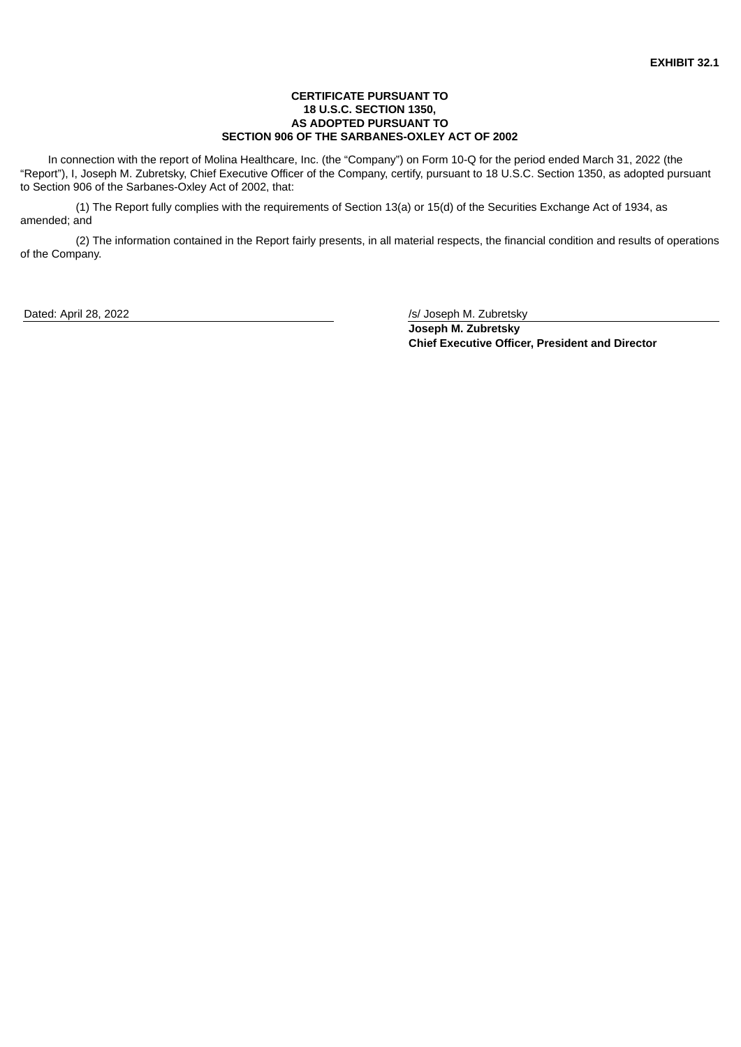**EXHIBIT 32.1**

**CERTIFICATE PURSUANT TO**
**18 U.S.C. SECTION 1350,**
**AS ADOPTED PURSUANT TO**
**SECTION 906 OF THE SARBANES-OXLEY ACT OF 2002**

In connection with the report of Molina Healthcare, Inc. (the "Company") on Form 10-Q for the period ended March 31, 2022 (the "Report"), I, Joseph M. Zubretsky, Chief Executive Officer of the Company, certify, pursuant to 18 U.S.C. Section 1350, as adopted pursuant to Section 906 of the Sarbanes-Oxley Act of 2002, that:

(1) The Report fully complies with the requirements of Section 13(a) or 15(d) of the Securities Exchange Act of 1934, as amended; and

(2) The information contained in the Report fairly presents, in all material respects, the financial condition and results of operations of the Company.

| Dated: April 28, 2022 | /s/ Joseph M. Zubretsky |
|---|---|
| | **Joseph M. Zubretsky** |
| | **Chief Executive Officer, President and Director** |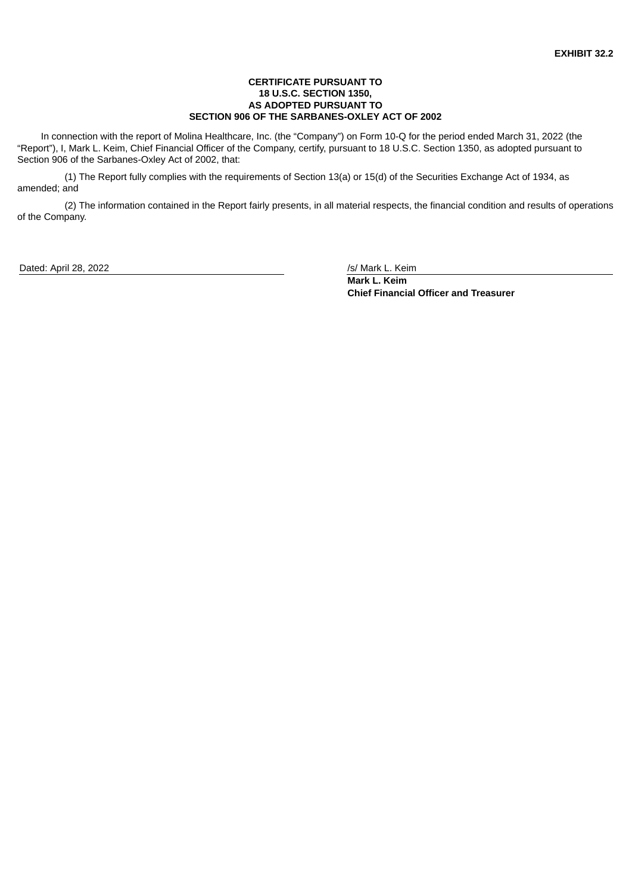**EXHIBIT 32.2**

**CERTIFICATE PURSUANT TO**
**18 U.S.C. SECTION 1350,**
**AS ADOPTED PURSUANT TO**
**SECTION 906 OF THE SARBANES-OXLEY ACT OF 2002**

In connection with the report of Molina Healthcare, Inc. (the “Company”) on Form 10-Q for the period ended March 31, 2022 (the “Report”), I, Mark L. Keim, Chief Financial Officer of the Company, certify, pursuant to 18 U.S.C. Section 1350, as adopted pursuant to Section 906 of the Sarbanes-Oxley Act of 2002, that:

(1) The Report fully complies with the requirements of Section 13(a) or 15(d) of the Securities Exchange Act of 1934, as amended; and

(2) The information contained in the Report fairly presents, in all material respects, the financial condition and results of operations of the Company.

| | |
|---|---|
| Dated: April 28, 2022 | /s/ Mark L. Keim |
| | **Mark L. Keim** |
| | **Chief Financial Officer and Treasurer** |